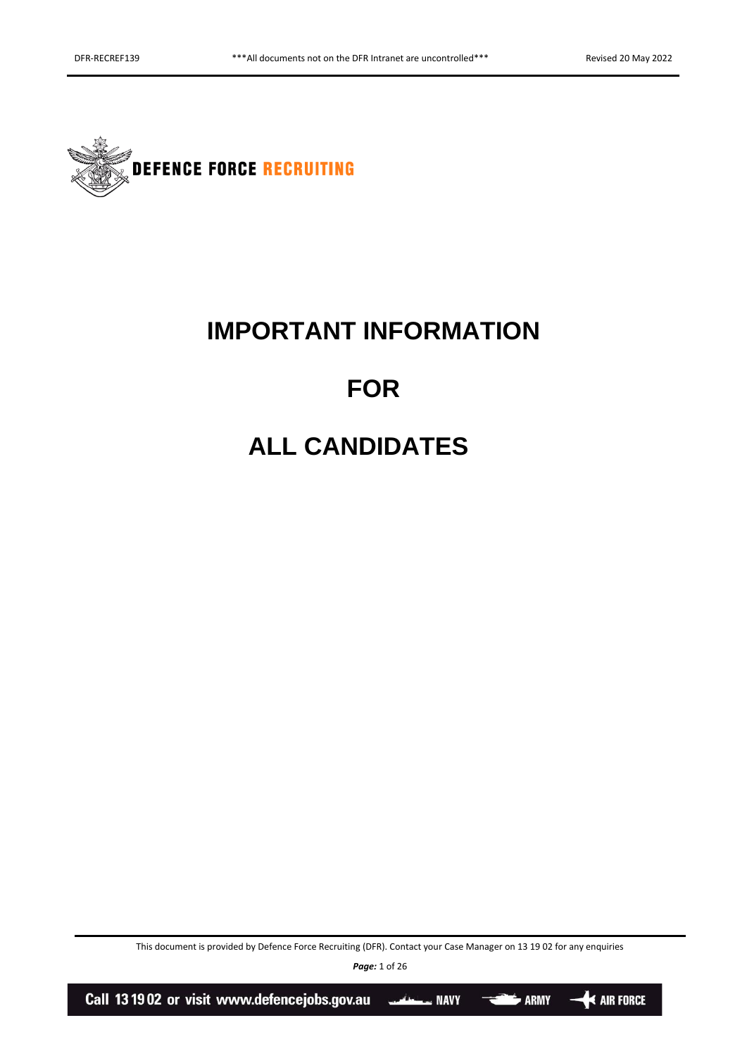DEFENCE FORCE RECRUITING

# IMPORTANT INFORMATION

# FOR

# ALL CANDIDATES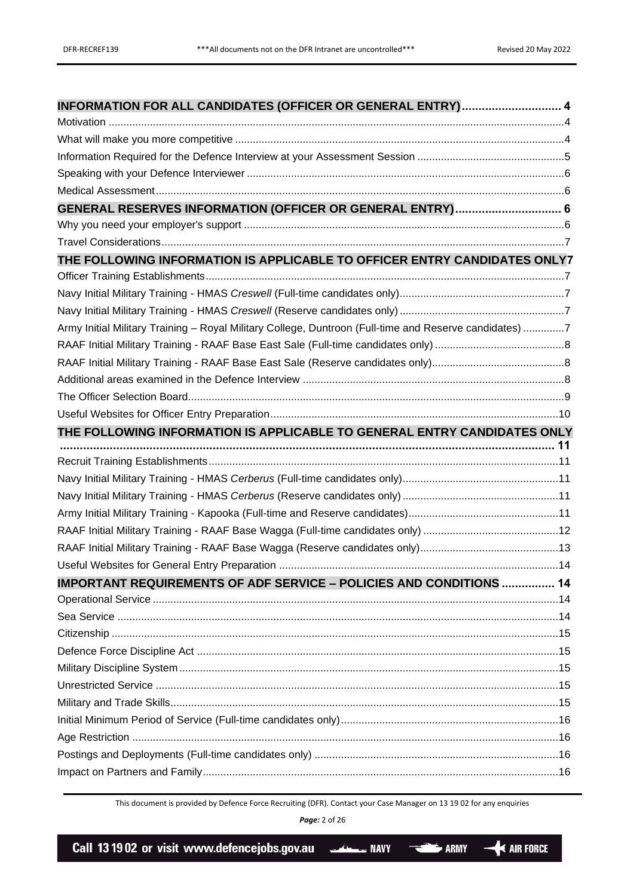**INFORMATION FOR ALL CANDIDATES (OFFICER OR GENERAL ENTRY)** .............................. 4

Motivation ........................................................................................................................... 4

What will make you more competitive ................................................................................ 4

Information Required for the Defence Interview at your Assessment Session ................... 5

Speaking with your Defence Interviewer ............................................................................ 6

Medical Assessment ........................................................................................................... 6

**GENERAL RESERVES INFORMATION (OFFICER OR GENERAL ENTRY)** ............................... 6

Why you need your employer's support ............................................................................. 6

Travel Considerations ......................................................................................................... 7

**THE FOLLOWING INFORMATION IS APPLICABLE TO OFFICER ENTRY CANDIDATES ONLY** 7

Officer Training Establishments .......................................................................................... 7

Navy Initial Military Training - HMAS *Creswell* (Full-time candidates only) ....................... 7

Navy Initial Military Training - HMAS *Creswell* (Reserve candidates only) ........................ 7

Army Initial Military Training – Royal Military College, Duntroon (Full-time and Reserve candidates) ............. 7

RAAF Initial Military Training - RAAF Base East Sale (Full-time candidates only) ............ 8

RAAF Initial Military Training - RAAF Base East Sale (Reserve candidates only) ............. 8

Additional areas examined in the Defence Interview ......................................................... 8

The Officer Selection Board ............................................................................................... 9

Useful Websites for Officer Entry Preparation .................................................................. 10

**THE FOLLOWING INFORMATION IS APPLICABLE TO GENERAL ENTRY CANDIDATES ONLY** .......... 11

Recruit Training Establishments ....................................................................................... 11

Navy Initial Military Training - HMAS *Cerberus* (Full-time candidates only) .................... 11

Navy Initial Military Training - HMAS *Cerberus* (Reserve candidates only) ..................... 11

Army Initial Military Training - Kapooka (Full-time and Reserve candidates) ................... 11

RAAF Initial Military Training - RAAF Base Wagga (Full-time candidates only) .............. 12

RAAF Initial Military Training - RAAF Base Wagga (Reserve candidates only) ............... 13

Useful Websites for General Entry Preparation ............................................................... 14

**IMPORTANT REQUIREMENTS OF ADF SERVICE – POLICIES AND CONDITIONS** ................ 14

Operational Service .......................................................................................................... 14

Sea Service ...................................................................................................................... 14

Citizenship ....................................................................................................................... 15

Defence Force Discipline Act ........................................................................................... 15

Military Discipline System ................................................................................................ 15

Unrestricted Service ......................................................................................................... 15

Military and Trade Skills .................................................................................................... 15

Initial Minimum Period of Service (Full-time candidates only) .......................................... 16

Age Restriction ................................................................................................................. 16

Postings and Deployments (Full-time candidates only) ................................................... 16

Impact on Partners and Family ......................................................................................... 16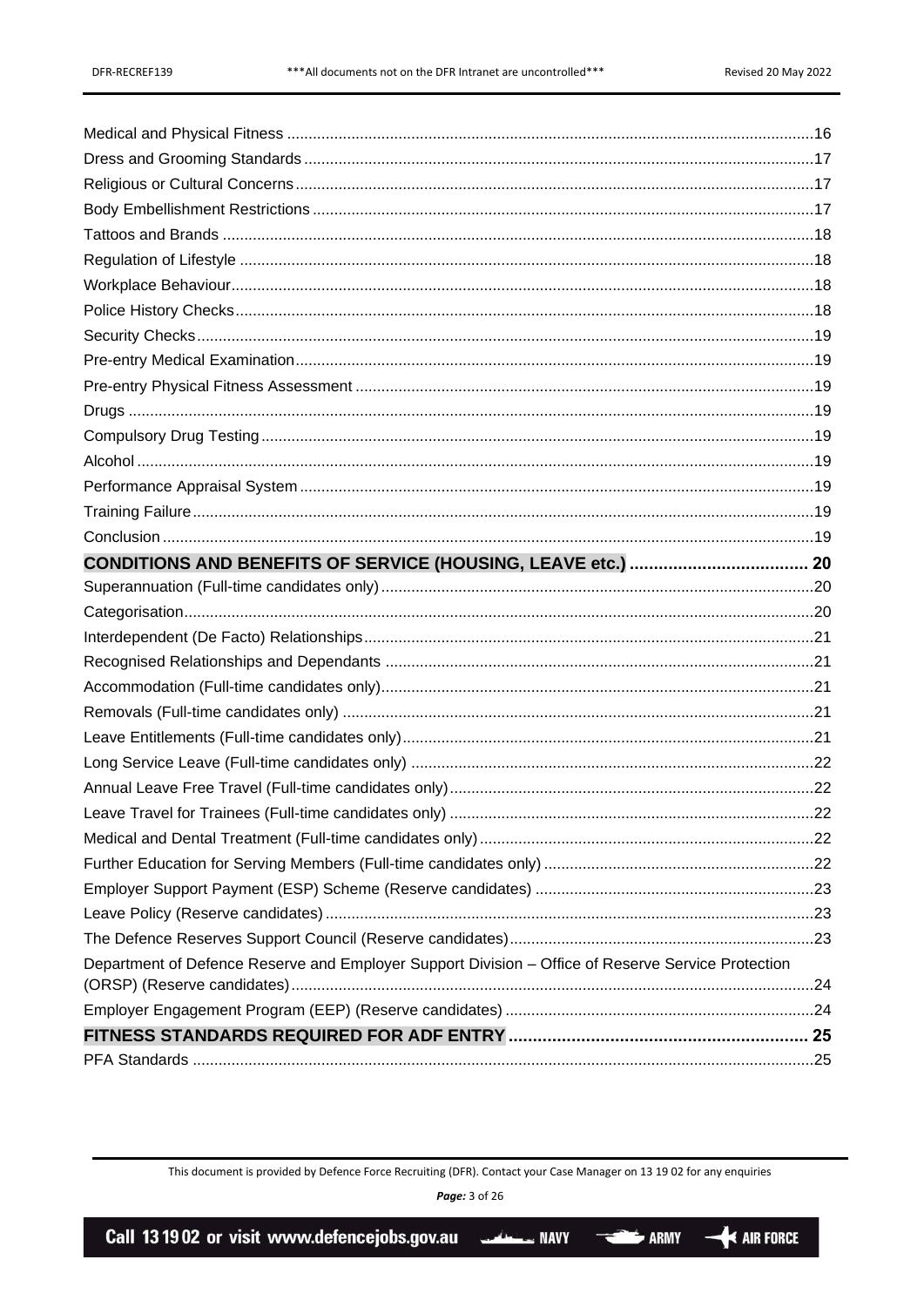Medical and Physical Fitness ........................................................................................................16
Dress and Grooming Standards ....................................................................................................17
Religious or Cultural Concerns ......................................................................................................17
Body Embellishment Restrictions ..................................................................................................17
Tattoos and Brands .......................................................................................................................18
Regulation of Lifestyle ...................................................................................................................18
Workplace Behaviour .....................................................................................................................18
Police History Checks ....................................................................................................................18
Security Checks ..............................................................................................................................19
Pre-entry Medical Examination ......................................................................................................19
Pre-entry Physical Fitness Assessment .........................................................................................19
Drugs ..............................................................................................................................................19
Compulsory Drug Testing ...............................................................................................................19
Alcohol ............................................................................................................................................19
Performance Appraisal System ......................................................................................................19
Training Failure ...............................................................................................................................19
Conclusion ......................................................................................................................................19

**CONDITIONS AND BENEFITS OF SERVICE (HOUSING, LEAVE etc.) .................................... 20**

Superannuation (Full-time candidates only) ...................................................................................20
Categorisation .................................................................................................................................20
Interdependent (De Facto) Relationships .......................................................................................21
Recognised Relationships and Dependants ..................................................................................21
Accommodation (Full-time candidates only) ...................................................................................21
Removals (Full-time candidates only) ............................................................................................21
Leave Entitlements (Full-time candidates only) ..............................................................................21
Long Service Leave (Full-time candidates only) ............................................................................22
Annual Leave Free Travel (Full-time candidates only) ...................................................................22
Leave Travel for Trainees (Full-time candidates only) ...................................................................22
Medical and Dental Treatment (Full-time candidates only) .............................................................22
Further Education for Serving Members (Full-time candidates only) ..............................................22
Employer Support Payment (ESP) Scheme (Reserve candidates) ................................................23
Leave Policy (Reserve candidates) ................................................................................................23
The Defence Reserves Support Council (Reserve candidates) ......................................................23
Department of Defence Reserve and Employer Support Division – Office of Reserve Service Protection (ORSP) (Reserve candidates) ........................................................................................................24
Employer Engagement Program (EEP) (Reserve candidates) .......................................................24

**FITNESS STANDARDS REQUIRED FOR ADF ENTRY ............................................................ 25**

PFA Standards ...............................................................................................................................25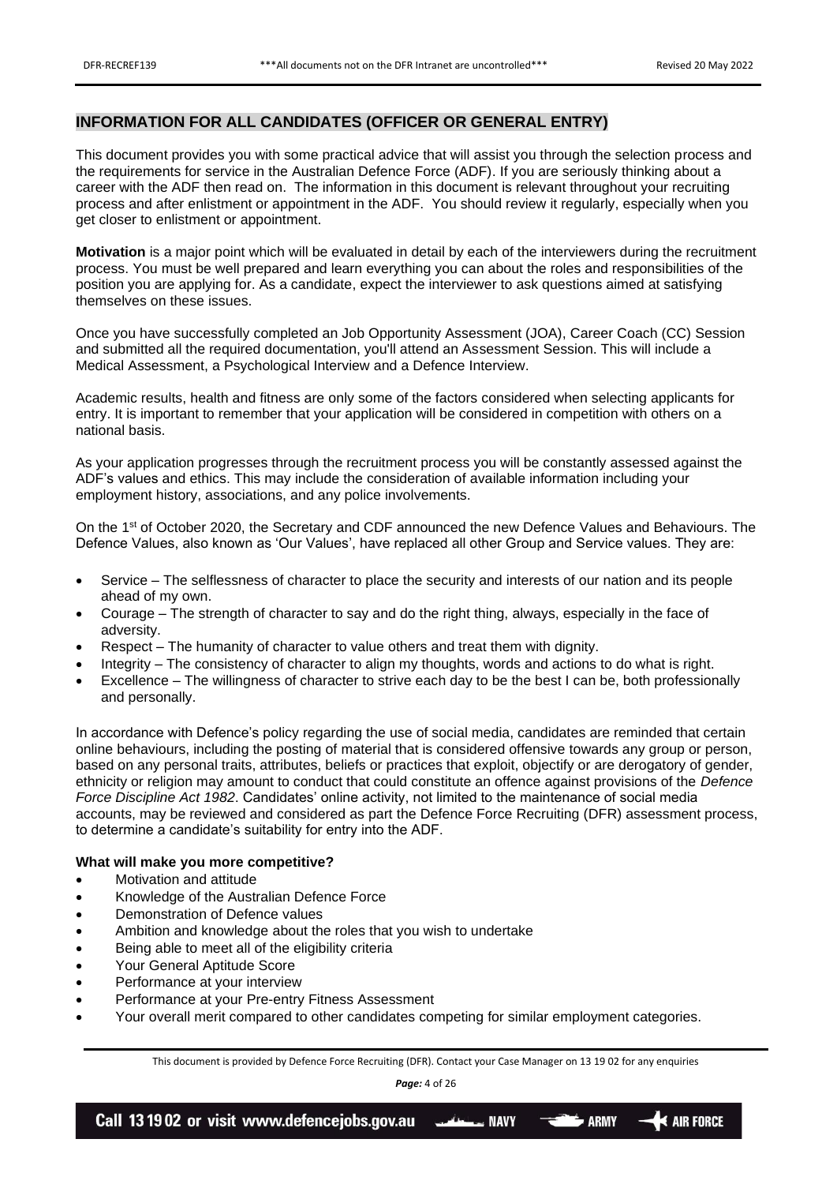## INFORMATION FOR ALL CANDIDATES (OFFICER OR GENERAL ENTRY)

This document provides you with some practical advice that will assist you through the selection process and the requirements for service in the Australian Defence Force (ADF). If you are seriously thinking about a career with the ADF then read on. The information in this document is relevant throughout your recruiting process and after enlistment or appointment in the ADF. You should review it regularly, especially when you get closer to enlistment or appointment.

**Motivation** is a major point which will be evaluated in detail by each of the interviewers during the recruitment process. You must be well prepared and learn everything you can about the roles and responsibilities of the position you are applying for. As a candidate, expect the interviewer to ask questions aimed at satisfying themselves on these issues.

Once you have successfully completed an Job Opportunity Assessment (JOA), Career Coach (CC) Session and submitted all the required documentation, you'll attend an Assessment Session. This will include a Medical Assessment, a Psychological Interview and a Defence Interview.

Academic results, health and fitness are only some of the factors considered when selecting applicants for entry. It is important to remember that your application will be considered in competition with others on a national basis.

As your application progresses through the recruitment process you will be constantly assessed against the ADF's values and ethics. This may include the consideration of available information including your employment history, associations, and any police involvements.

On the 1st of October 2020, the Secretary and CDF announced the new Defence Values and Behaviours. The Defence Values, also known as 'Our Values', have replaced all other Group and Service values. They are:

- Service – The selflessness of character to place the security and interests of our nation and its people ahead of my own.
- Courage – The strength of character to say and do the right thing, always, especially in the face of adversity.
- Respect – The humanity of character to value others and treat them with dignity.
- Integrity – The consistency of character to align my thoughts, words and actions to do what is right.
- Excellence – The willingness of character to strive each day to be the best I can be, both professionally and personally.

In accordance with Defence's policy regarding the use of social media, candidates are reminded that certain online behaviours, including the posting of material that is considered offensive towards any group or person, based on any personal traits, attributes, beliefs or practices that exploit, objectify or are derogatory of gender, ethnicity or religion may amount to conduct that could constitute an offence against provisions of the *Defence Force Discipline Act 1982*. Candidates' online activity, not limited to the maintenance of social media accounts, may be reviewed and considered as part the Defence Force Recruiting (DFR) assessment process, to determine a candidate's suitability for entry into the ADF.

**What will make you more competitive?**

- Motivation and attitude
- Knowledge of the Australian Defence Force
- Demonstration of Defence values
- Ambition and knowledge about the roles that you wish to undertake
- Being able to meet all of the eligibility criteria
- Your General Aptitude Score
- Performance at your interview
- Performance at your Pre-entry Fitness Assessment
- Your overall merit compared to other candidates competing for similar employment categories.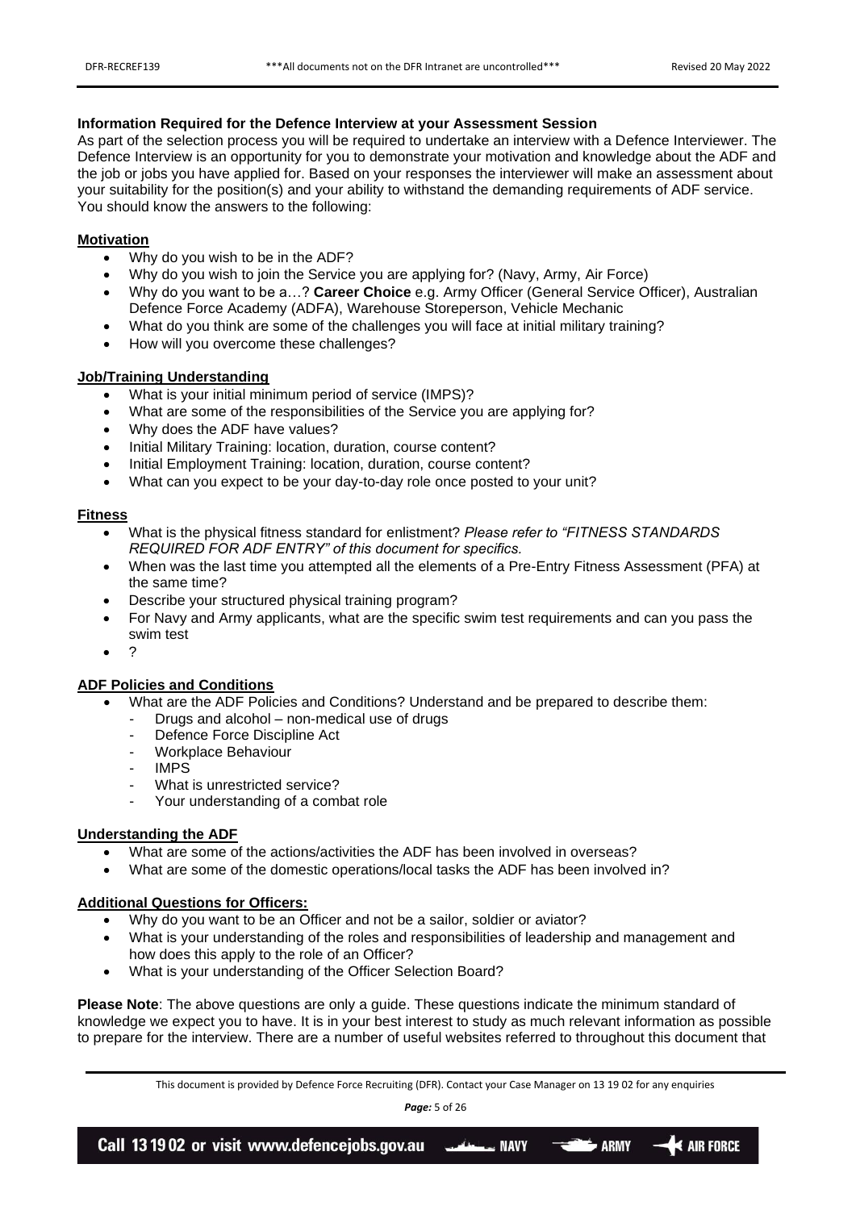**Information Required for the Defence Interview at your Assessment Session**

As part of the selection process you will be required to undertake an interview with a Defence Interviewer. The Defence Interview is an opportunity for you to demonstrate your motivation and knowledge about the ADF and the job or jobs you have applied for. Based on your responses the interviewer will make an assessment about your suitability for the position(s) and your ability to withstand the demanding requirements of ADF service. You should know the answers to the following:

**Motivation**

- Why do you wish to be in the ADF?
- Why do you wish to join the Service you are applying for? (Navy, Army, Air Force)
- Why do you want to be a…? **Career Choice** e.g. Army Officer (General Service Officer), Australian Defence Force Academy (ADFA), Warehouse Storeperson, Vehicle Mechanic
- What do you think are some of the challenges you will face at initial military training?
- How will you overcome these challenges?

**Job/Training Understanding**

- What is your initial minimum period of service (IMPS)?
- What are some of the responsibilities of the Service you are applying for?
- Why does the ADF have values?
- Initial Military Training: location, duration, course content?
- Initial Employment Training: location, duration, course content?
- What can you expect to be your day-to-day role once posted to your unit?

**Fitness**

- What is the physical fitness standard for enlistment? *Please refer to "FITNESS STANDARDS REQUIRED FOR ADF ENTRY" of this document for specifics.*
- When was the last time you attempted all the elements of a Pre-Entry Fitness Assessment (PFA) at the same time?
- Describe your structured physical training program?
- For Navy and Army applicants, what are the specific swim test requirements and can you pass the swim test
- ?

**ADF Policies and Conditions**

- What are the ADF Policies and Conditions? Understand and be prepared to describe them:
  - Drugs and alcohol – non-medical use of drugs
  - Defence Force Discipline Act
  - Workplace Behaviour
  - IMPS
  - What is unrestricted service?
  - Your understanding of a combat role

**Understanding the ADF**

- What are some of the actions/activities the ADF has been involved in overseas?
- What are some of the domestic operations/local tasks the ADF has been involved in?

**Additional Questions for Officers:**

- Why do you want to be an Officer and not be a sailor, soldier or aviator?
- What is your understanding of the roles and responsibilities of leadership and management and how does this apply to the role of an Officer?
- What is your understanding of the Officer Selection Board?

**Please Note**: The above questions are only a guide. These questions indicate the minimum standard of knowledge we expect you to have. It is in your best interest to study as much relevant information as possible to prepare for the interview. There are a number of useful websites referred to throughout this document that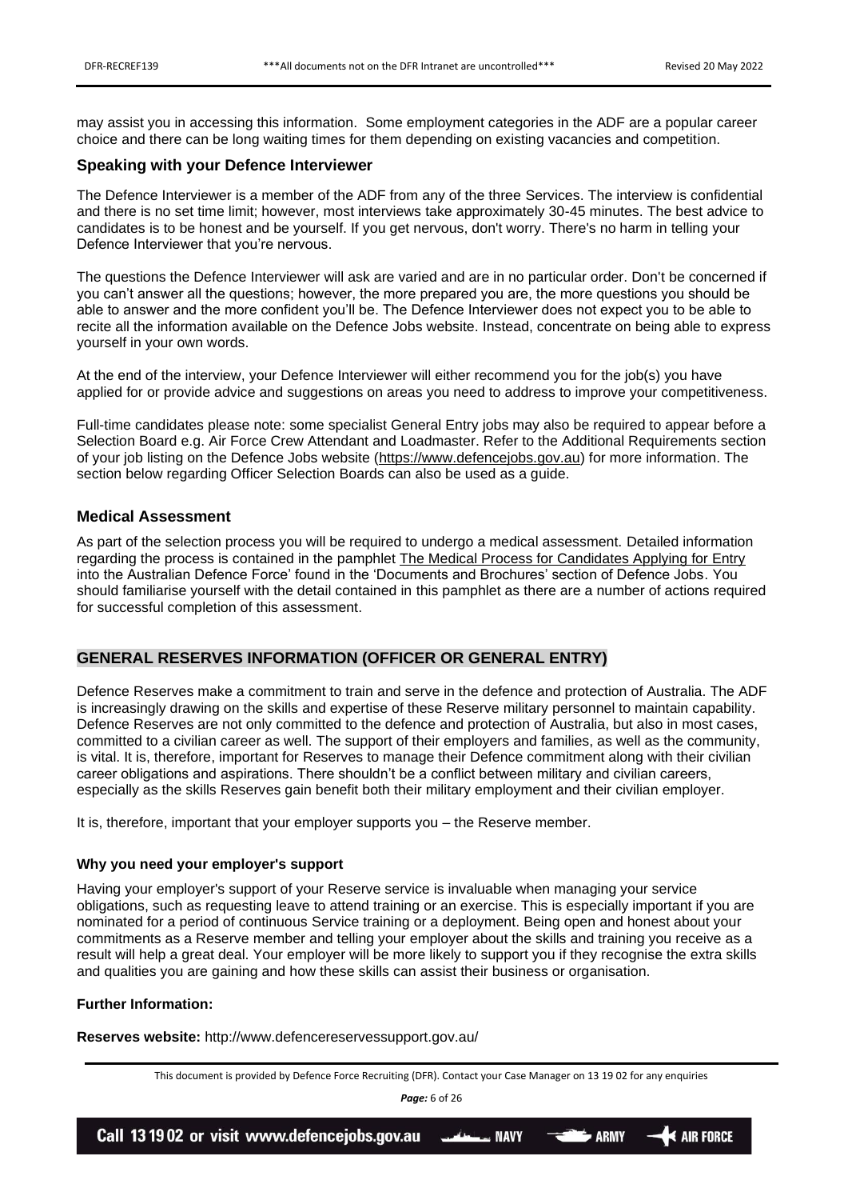may assist you in accessing this information. Some employment categories in the ADF are a popular career choice and there can be long waiting times for them depending on existing vacancies and competition.

### Speaking with your Defence Interviewer

The Defence Interviewer is a member of the ADF from any of the three Services. The interview is confidential and there is no set time limit; however, most interviews take approximately 30-45 minutes. The best advice to candidates is to be honest and be yourself. If you get nervous, don't worry. There's no harm in telling your Defence Interviewer that you're nervous.

The questions the Defence Interviewer will ask are varied and are in no particular order. Don't be concerned if you can't answer all the questions; however, the more prepared you are, the more questions you should be able to answer and the more confident you'll be. The Defence Interviewer does not expect you to be able to recite all the information available on the Defence Jobs website. Instead, concentrate on being able to express yourself in your own words.

At the end of the interview, your Defence Interviewer will either recommend you for the job(s) you have applied for or provide advice and suggestions on areas you need to address to improve your competitiveness.

Full-time candidates please note: some specialist General Entry jobs may also be required to appear before a Selection Board e.g. Air Force Crew Attendant and Loadmaster. Refer to the Additional Requirements section of your job listing on the Defence Jobs website (https://www.defencejobs.gov.au) for more information. The section below regarding Officer Selection Boards can also be used as a guide.

### Medical Assessment

As part of the selection process you will be required to undergo a medical assessment. Detailed information regarding the process is contained in the pamphlet The Medical Process for Candidates Applying for Entry into the Australian Defence Force' found in the 'Documents and Brochures' section of Defence Jobs. You should familiarise yourself with the detail contained in this pamphlet as there are a number of actions required for successful completion of this assessment.

## GENERAL RESERVES INFORMATION (OFFICER OR GENERAL ENTRY)

Defence Reserves make a commitment to train and serve in the defence and protection of Australia. The ADF is increasingly drawing on the skills and expertise of these Reserve military personnel to maintain capability. Defence Reserves are not only committed to the defence and protection of Australia, but also in most cases, committed to a civilian career as well. The support of their employers and families, as well as the community, is vital. It is, therefore, important for Reserves to manage their Defence commitment along with their civilian career obligations and aspirations. There shouldn't be a conflict between military and civilian careers, especially as the skills Reserves gain benefit both their military employment and their civilian employer.

It is, therefore, important that your employer supports you – the Reserve member.

#### Why you need your employer's support

Having your employer's support of your Reserve service is invaluable when managing your service obligations, such as requesting leave to attend training or an exercise. This is especially important if you are nominated for a period of continuous Service training or a deployment. Being open and honest about your commitments as a Reserve member and telling your employer about the skills and training you receive as a result will help a great deal. Your employer will be more likely to support you if they recognise the extra skills and qualities you are gaining and how these skills can assist their business or organisation.

#### Further Information:

**Reserves website:** http://www.defencereservessupport.gov.au/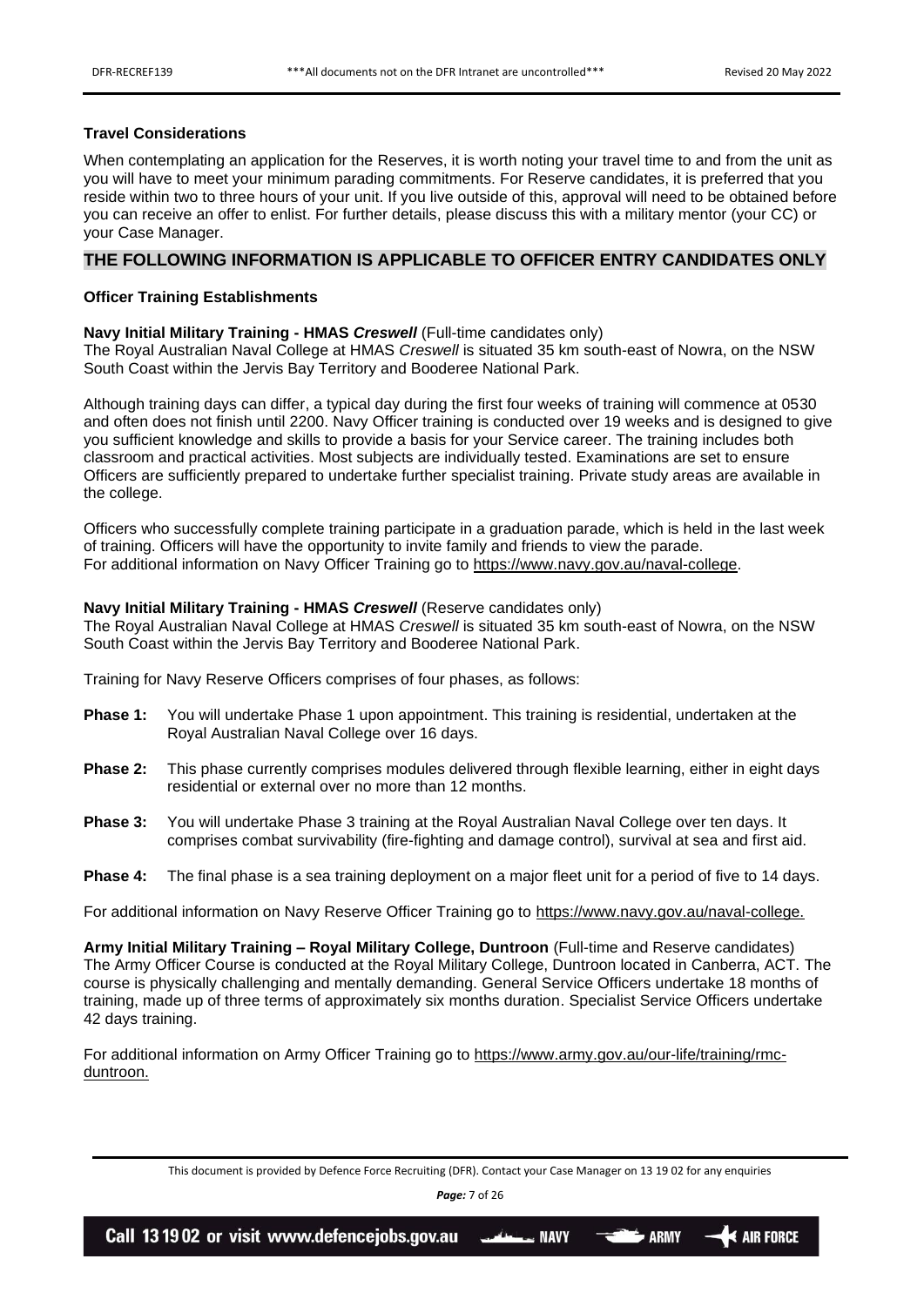### Travel Considerations

When contemplating an application for the Reserves, it is worth noting your travel time to and from the unit as you will have to meet your minimum parading commitments. For Reserve candidates, it is preferred that you reside within two to three hours of your unit. If you live outside of this, approval will need to be obtained before you can receive an offer to enlist. For further details, please discuss this with a military mentor (your CC) or your Case Manager.

## THE FOLLOWING INFORMATION IS APPLICABLE TO OFFICER ENTRY CANDIDATES ONLY

### Officer Training Establishments

**Navy Initial Military Training - HMAS *Creswell*** (Full-time candidates only)
The Royal Australian Naval College at HMAS *Creswell* is situated 35 km south-east of Nowra, on the NSW South Coast within the Jervis Bay Territory and Booderee National Park.

Although training days can differ, a typical day during the first four weeks of training will commence at 0530 and often does not finish until 2200. Navy Officer training is conducted over 19 weeks and is designed to give you sufficient knowledge and skills to provide a basis for your Service career. The training includes both classroom and practical activities. Most subjects are individually tested. Examinations are set to ensure Officers are sufficiently prepared to undertake further specialist training. Private study areas are available in the college.

Officers who successfully complete training participate in a graduation parade, which is held in the last week of training. Officers will have the opportunity to invite family and friends to view the parade.
For additional information on Navy Officer Training go to https://www.navy.gov.au/naval-college.

**Navy Initial Military Training - HMAS *Creswell*** (Reserve candidates only)
The Royal Australian Naval College at HMAS *Creswell* is situated 35 km south-east of Nowra, on the NSW South Coast within the Jervis Bay Territory and Booderee National Park.

Training for Navy Reserve Officers comprises of four phases, as follows:

- **Phase 1:** You will undertake Phase 1 upon appointment. This training is residential, undertaken at the Royal Australian Naval College over 16 days.
- **Phase 2:** This phase currently comprises modules delivered through flexible learning, either in eight days residential or external over no more than 12 months.
- **Phase 3:** You will undertake Phase 3 training at the Royal Australian Naval College over ten days. It comprises combat survivability (fire-fighting and damage control), survival at sea and first aid.
- **Phase 4:** The final phase is a sea training deployment on a major fleet unit for a period of five to 14 days.

For additional information on Navy Reserve Officer Training go to https://www.navy.gov.au/naval-college.

**Army Initial Military Training – Royal Military College, Duntroon** (Full-time and Reserve candidates)
The Army Officer Course is conducted at the Royal Military College, Duntroon located in Canberra, ACT. The course is physically challenging and mentally demanding. General Service Officers undertake 18 months of training, made up of three terms of approximately six months duration. Specialist Service Officers undertake 42 days training.

For additional information on Army Officer Training go to https://www.army.gov.au/our-life/training/rmc-duntroon.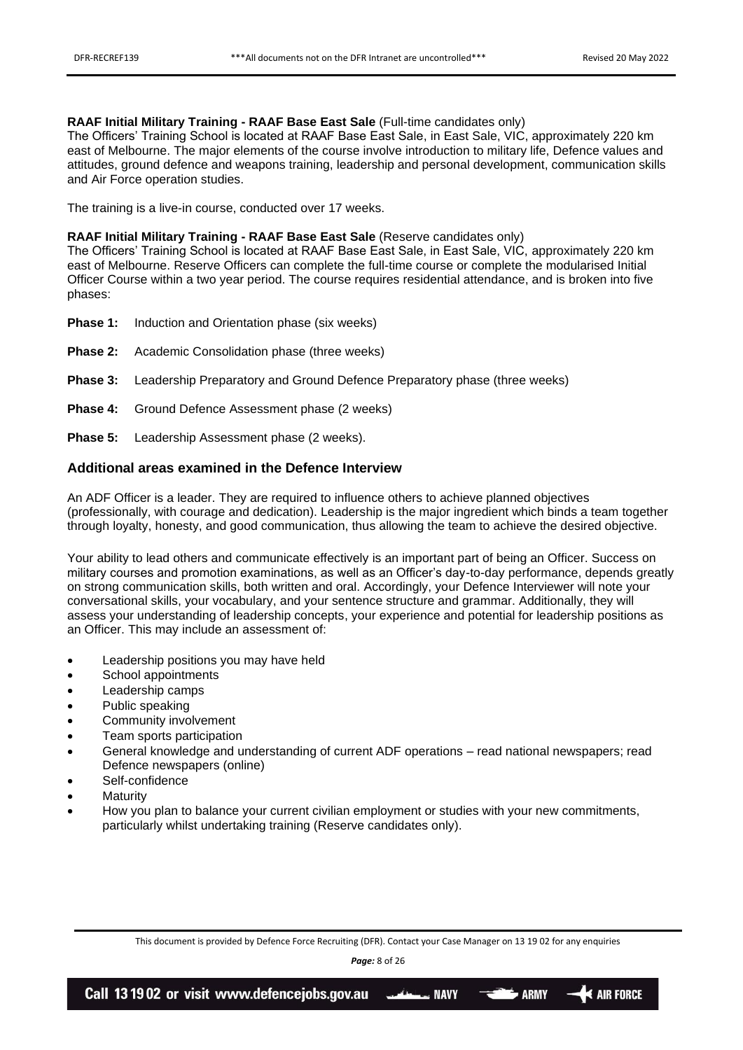**RAAF Initial Military Training - RAAF Base East Sale** (Full-time candidates only)
The Officers' Training School is located at RAAF Base East Sale, in East Sale, VIC, approximately 220 km east of Melbourne. The major elements of the course involve introduction to military life, Defence values and attitudes, ground defence and weapons training, leadership and personal development, communication skills and Air Force operation studies.

The training is a live-in course, conducted over 17 weeks.

**RAAF Initial Military Training - RAAF Base East Sale** (Reserve candidates only)
The Officers' Training School is located at RAAF Base East Sale, in East Sale, VIC, approximately 220 km east of Melbourne. Reserve Officers can complete the full-time course or complete the modularised Initial Officer Course within a two year period. The course requires residential attendance, and is broken into five phases:

**Phase 1:** Induction and Orientation phase (six weeks)

**Phase 2:** Academic Consolidation phase (three weeks)

**Phase 3:** Leadership Preparatory and Ground Defence Preparatory phase (three weeks)

**Phase 4:** Ground Defence Assessment phase (2 weeks)

**Phase 5:** Leadership Assessment phase (2 weeks).

## Additional areas examined in the Defence Interview

An ADF Officer is a leader. They are required to influence others to achieve planned objectives (professionally, with courage and dedication). Leadership is the major ingredient which binds a team together through loyalty, honesty, and good communication, thus allowing the team to achieve the desired objective.

Your ability to lead others and communicate effectively is an important part of being an Officer. Success on military courses and promotion examinations, as well as an Officer's day-to-day performance, depends greatly on strong communication skills, both written and oral. Accordingly, your Defence Interviewer will note your conversational skills, your vocabulary, and your sentence structure and grammar. Additionally, they will assess your understanding of leadership concepts, your experience and potential for leadership positions as an Officer. This may include an assessment of:

- Leadership positions you may have held
- School appointments
- Leadership camps
- Public speaking
- Community involvement
- Team sports participation
- General knowledge and understanding of current ADF operations – read national newspapers; read Defence newspapers (online)
- Self-confidence
- Maturity
- How you plan to balance your current civilian employment or studies with your new commitments, particularly whilst undertaking training (Reserve candidates only).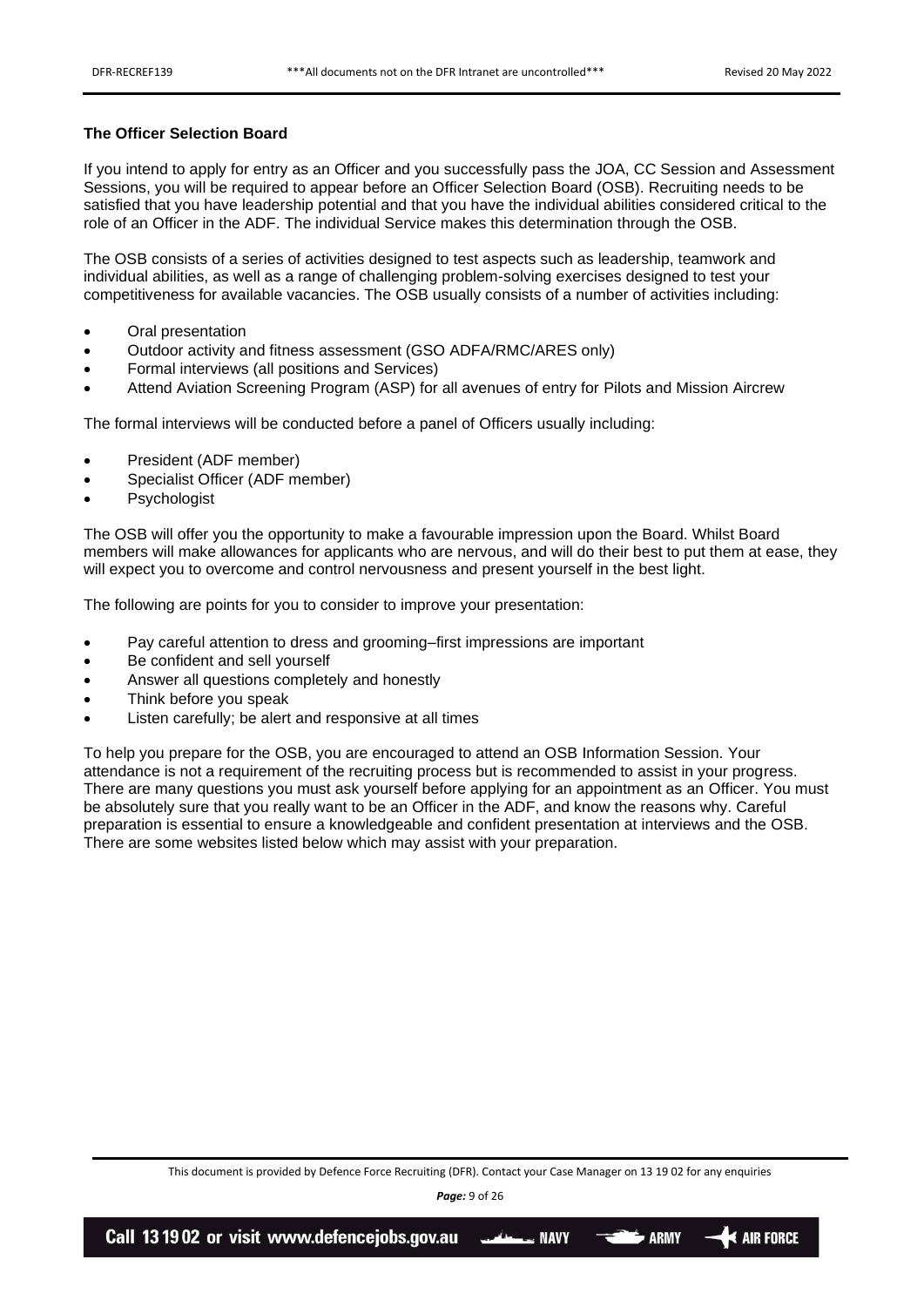**The Officer Selection Board**

If you intend to apply for entry as an Officer and you successfully pass the JOA, CC Session and Assessment Sessions, you will be required to appear before an Officer Selection Board (OSB). Recruiting needs to be satisfied that you have leadership potential and that you have the individual abilities considered critical to the role of an Officer in the ADF. The individual Service makes this determination through the OSB.

The OSB consists of a series of activities designed to test aspects such as leadership, teamwork and individual abilities, as well as a range of challenging problem-solving exercises designed to test your competitiveness for available vacancies. The OSB usually consists of a number of activities including:

- Oral presentation
- Outdoor activity and fitness assessment (GSO ADFA/RMC/ARES only)
- Formal interviews (all positions and Services)
- Attend Aviation Screening Program (ASP) for all avenues of entry for Pilots and Mission Aircrew

The formal interviews will be conducted before a panel of Officers usually including:

- President (ADF member)
- Specialist Officer (ADF member)
- Psychologist

The OSB will offer you the opportunity to make a favourable impression upon the Board. Whilst Board members will make allowances for applicants who are nervous, and will do their best to put them at ease, they will expect you to overcome and control nervousness and present yourself in the best light.

The following are points for you to consider to improve your presentation:

- Pay careful attention to dress and grooming–first impressions are important
- Be confident and sell yourself
- Answer all questions completely and honestly
- Think before you speak
- Listen carefully; be alert and responsive at all times

To help you prepare for the OSB, you are encouraged to attend an OSB Information Session. Your attendance is not a requirement of the recruiting process but is recommended to assist in your progress. There are many questions you must ask yourself before applying for an appointment as an Officer. You must be absolutely sure that you really want to be an Officer in the ADF, and know the reasons why. Careful preparation is essential to ensure a knowledgeable and confident presentation at interviews and the OSB. There are some websites listed below which may assist with your preparation.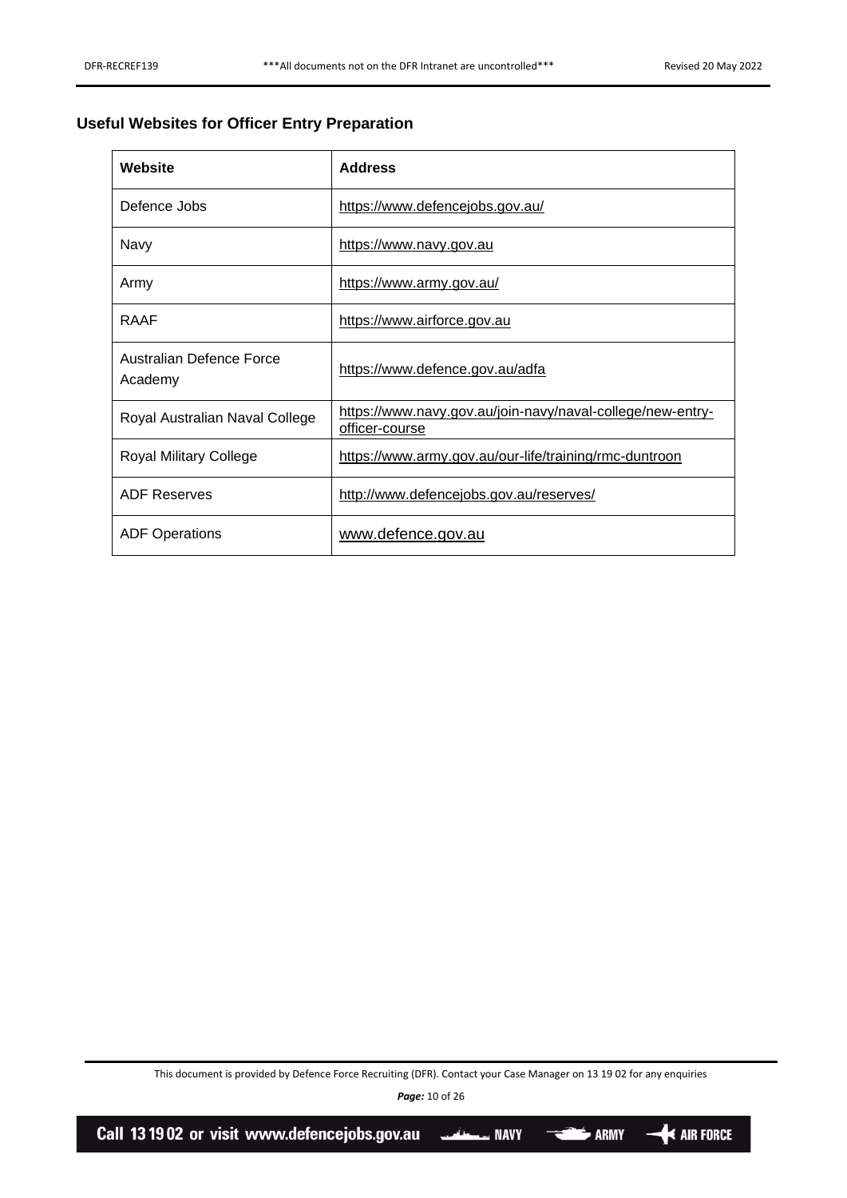## Useful Websites for Officer Entry Preparation

| Website | Address |
| --- | --- |
| Defence Jobs | https://www.defencejobs.gov.au/ |
| Navy | https://www.navy.gov.au |
| Army | https://www.army.gov.au/ |
| RAAF | https://www.airforce.gov.au |
| Australian Defence Force Academy | https://www.defence.gov.au/adfa |
| Royal Australian Naval College | https://www.navy.gov.au/join-navy/naval-college/new-entry-officer-course |
| Royal Military College | https://www.army.gov.au/our-life/training/rmc-duntroon |
| ADF Reserves | http://www.defencejobs.gov.au/reserves/ |
| ADF Operations | www.defence.gov.au |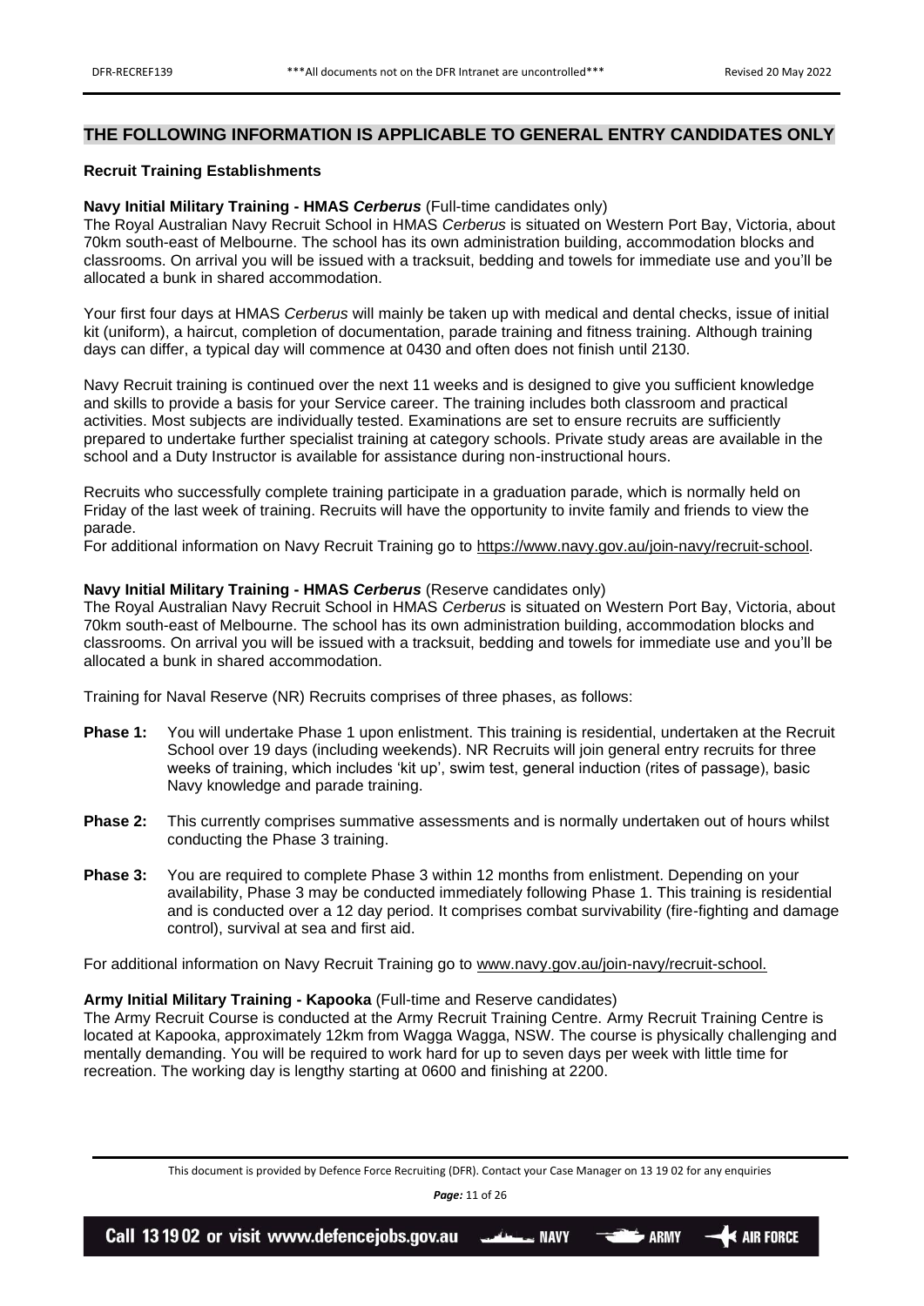## THE FOLLOWING INFORMATION IS APPLICABLE TO GENERAL ENTRY CANDIDATES ONLY

### Recruit Training Establishments

**Navy Initial Military Training - HMAS *Cerberus*** (Full-time candidates only)
The Royal Australian Navy Recruit School in HMAS *Cerberus* is situated on Western Port Bay, Victoria, about 70km south-east of Melbourne. The school has its own administration building, accommodation blocks and classrooms. On arrival you will be issued with a tracksuit, bedding and towels for immediate use and you'll be allocated a bunk in shared accommodation.

Your first four days at HMAS *Cerberus* will mainly be taken up with medical and dental checks, issue of initial kit (uniform), a haircut, completion of documentation, parade training and fitness training. Although training days can differ, a typical day will commence at 0430 and often does not finish until 2130.

Navy Recruit training is continued over the next 11 weeks and is designed to give you sufficient knowledge and skills to provide a basis for your Service career. The training includes both classroom and practical activities. Most subjects are individually tested. Examinations are set to ensure recruits are sufficiently prepared to undertake further specialist training at category schools. Private study areas are available in the school and a Duty Instructor is available for assistance during non-instructional hours.

Recruits who successfully complete training participate in a graduation parade, which is normally held on Friday of the last week of training. Recruits will have the opportunity to invite family and friends to view the parade.
For additional information on Navy Recruit Training go to https://www.navy.gov.au/join-navy/recruit-school.

**Navy Initial Military Training - HMAS *Cerberus*** (Reserve candidates only)
The Royal Australian Navy Recruit School in HMAS *Cerberus* is situated on Western Port Bay, Victoria, about 70km south-east of Melbourne. The school has its own administration building, accommodation blocks and classrooms. On arrival you will be issued with a tracksuit, bedding and towels for immediate use and you'll be allocated a bunk in shared accommodation.

Training for Naval Reserve (NR) Recruits comprises of three phases, as follows:

- **Phase 1:** You will undertake Phase 1 upon enlistment. This training is residential, undertaken at the Recruit School over 19 days (including weekends). NR Recruits will join general entry recruits for three weeks of training, which includes 'kit up', swim test, general induction (rites of passage), basic Navy knowledge and parade training.
- **Phase 2:** This currently comprises summative assessments and is normally undertaken out of hours whilst conducting the Phase 3 training.
- **Phase 3:** You are required to complete Phase 3 within 12 months from enlistment. Depending on your availability, Phase 3 may be conducted immediately following Phase 1. This training is residential and is conducted over a 12 day period. It comprises combat survivability (fire-fighting and damage control), survival at sea and first aid.

For additional information on Navy Recruit Training go to www.navy.gov.au/join-navy/recruit-school.

**Army Initial Military Training - Kapooka** (Full-time and Reserve candidates)
The Army Recruit Course is conducted at the Army Recruit Training Centre. Army Recruit Training Centre is located at Kapooka, approximately 12km from Wagga Wagga, NSW. The course is physically challenging and mentally demanding. You will be required to work hard for up to seven days per week with little time for recreation. The working day is lengthy starting at 0600 and finishing at 2200.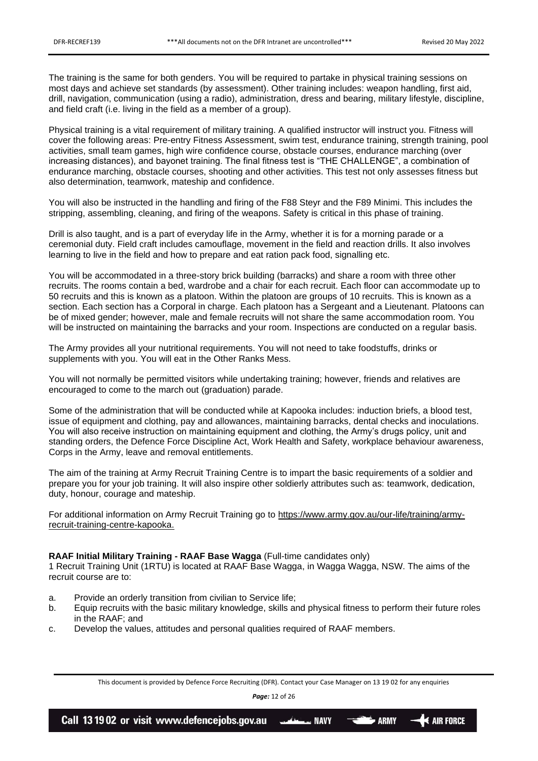The training is the same for both genders. You will be required to partake in physical training sessions on most days and achieve set standards (by assessment). Other training includes: weapon handling, first aid, drill, navigation, communication (using a radio), administration, dress and bearing, military lifestyle, discipline, and field craft (i.e. living in the field as a member of a group).

Physical training is a vital requirement of military training. A qualified instructor will instruct you. Fitness will cover the following areas: Pre-entry Fitness Assessment, swim test, endurance training, strength training, pool activities, small team games, high wire confidence course, obstacle courses, endurance marching (over increasing distances), and bayonet training. The final fitness test is "THE CHALLENGE", a combination of endurance marching, obstacle courses, shooting and other activities. This test not only assesses fitness but also determination, teamwork, mateship and confidence.

You will also be instructed in the handling and firing of the F88 Steyr and the F89 Minimi. This includes the stripping, assembling, cleaning, and firing of the weapons. Safety is critical in this phase of training.

Drill is also taught, and is a part of everyday life in the Army, whether it is for a morning parade or a ceremonial duty. Field craft includes camouflage, movement in the field and reaction drills. It also involves learning to live in the field and how to prepare and eat ration pack food, signalling etc.

You will be accommodated in a three-story brick building (barracks) and share a room with three other recruits. The rooms contain a bed, wardrobe and a chair for each recruit. Each floor can accommodate up to 50 recruits and this is known as a platoon. Within the platoon are groups of 10 recruits. This is known as a section. Each section has a Corporal in charge. Each platoon has a Sergeant and a Lieutenant. Platoons can be of mixed gender; however, male and female recruits will not share the same accommodation room. You will be instructed on maintaining the barracks and your room. Inspections are conducted on a regular basis.

The Army provides all your nutritional requirements. You will not need to take foodstuffs, drinks or supplements with you. You will eat in the Other Ranks Mess.

You will not normally be permitted visitors while undertaking training; however, friends and relatives are encouraged to come to the march out (graduation) parade.

Some of the administration that will be conducted while at Kapooka includes: induction briefs, a blood test, issue of equipment and clothing, pay and allowances, maintaining barracks, dental checks and inoculations. You will also receive instruction on maintaining equipment and clothing, the Army's drugs policy, unit and standing orders, the Defence Force Discipline Act, Work Health and Safety, workplace behaviour awareness, Corps in the Army, leave and removal entitlements.

The aim of the training at Army Recruit Training Centre is to impart the basic requirements of a soldier and prepare you for your job training. It will also inspire other soldierly attributes such as: teamwork, dedication, duty, honour, courage and mateship.

For additional information on Army Recruit Training go to https://www.army.gov.au/our-life/training/army-recruit-training-centre-kapooka.

**RAAF Initial Military Training - RAAF Base Wagga** (Full-time candidates only)

1 Recruit Training Unit (1RTU) is located at RAAF Base Wagga, in Wagga Wagga, NSW. The aims of the recruit course are to:

a. Provide an orderly transition from civilian to Service life;
b. Equip recruits with the basic military knowledge, skills and physical fitness to perform their future roles in the RAAF; and
c. Develop the values, attitudes and personal qualities required of RAAF members.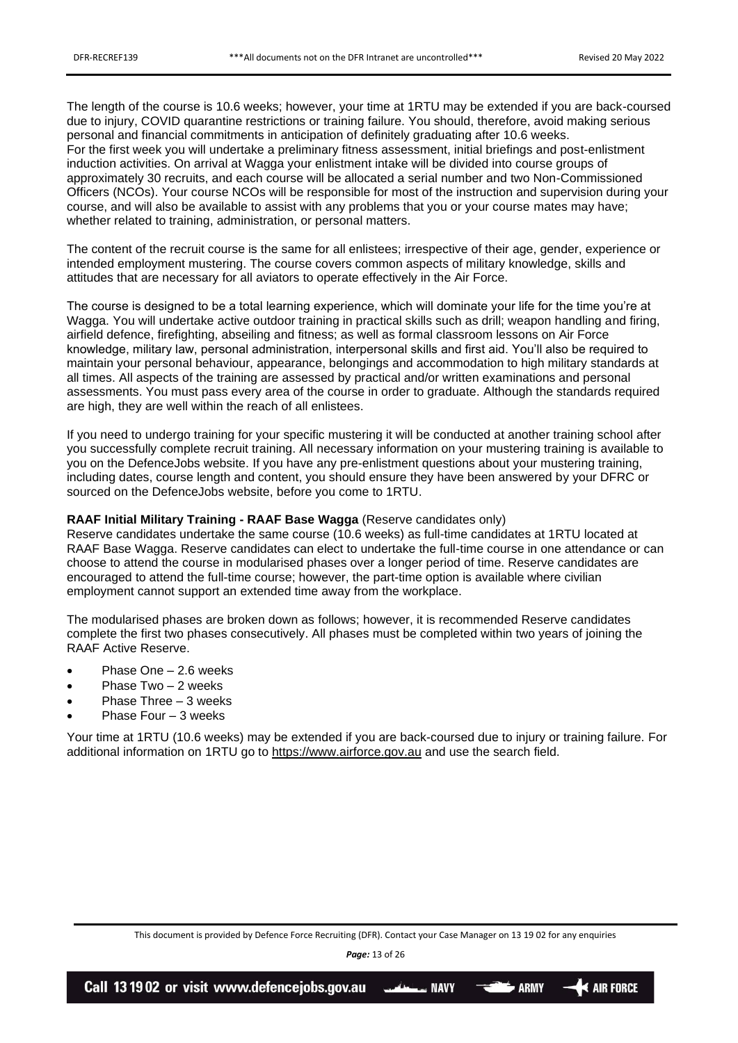The length of the course is 10.6 weeks; however, your time at 1RTU may be extended if you are back-coursed due to injury, COVID quarantine restrictions or training failure. You should, therefore, avoid making serious personal and financial commitments in anticipation of definitely graduating after 10.6 weeks.
For the first week you will undertake a preliminary fitness assessment, initial briefings and post-enlistment induction activities. On arrival at Wagga your enlistment intake will be divided into course groups of approximately 30 recruits, and each course will be allocated a serial number and two Non-Commissioned Officers (NCOs). Your course NCOs will be responsible for most of the instruction and supervision during your course, and will also be available to assist with any problems that you or your course mates may have; whether related to training, administration, or personal matters.

The content of the recruit course is the same for all enlistees; irrespective of their age, gender, experience or intended employment mustering. The course covers common aspects of military knowledge, skills and attitudes that are necessary for all aviators to operate effectively in the Air Force.

The course is designed to be a total learning experience, which will dominate your life for the time you're at Wagga. You will undertake active outdoor training in practical skills such as drill; weapon handling and firing, airfield defence, firefighting, abseiling and fitness; as well as formal classroom lessons on Air Force knowledge, military law, personal administration, interpersonal skills and first aid. You'll also be required to maintain your personal behaviour, appearance, belongings and accommodation to high military standards at all times. All aspects of the training are assessed by practical and/or written examinations and personal assessments. You must pass every area of the course in order to graduate. Although the standards required are high, they are well within the reach of all enlistees.

If you need to undergo training for your specific mustering it will be conducted at another training school after you successfully complete recruit training. All necessary information on your mustering training is available to you on the DefenceJobs website. If you have any pre-enlistment questions about your mustering training, including dates, course length and content, you should ensure they have been answered by your DFRC or sourced on the DefenceJobs website, before you come to 1RTU.

**RAAF Initial Military Training - RAAF Base Wagga** (Reserve candidates only)
Reserve candidates undertake the same course (10.6 weeks) as full-time candidates at 1RTU located at RAAF Base Wagga. Reserve candidates can elect to undertake the full-time course in one attendance or can choose to attend the course in modularised phases over a longer period of time. Reserve candidates are encouraged to attend the full-time course; however, the part-time option is available where civilian employment cannot support an extended time away from the workplace.

The modularised phases are broken down as follows; however, it is recommended Reserve candidates complete the first two phases consecutively. All phases must be completed within two years of joining the RAAF Active Reserve.

- Phase One – 2.6 weeks
- Phase Two – 2 weeks
- Phase Three – 3 weeks
- Phase Four – 3 weeks

Your time at 1RTU (10.6 weeks) may be extended if you are back-coursed due to injury or training failure. For additional information on 1RTU go to https://www.airforce.gov.au and use the search field.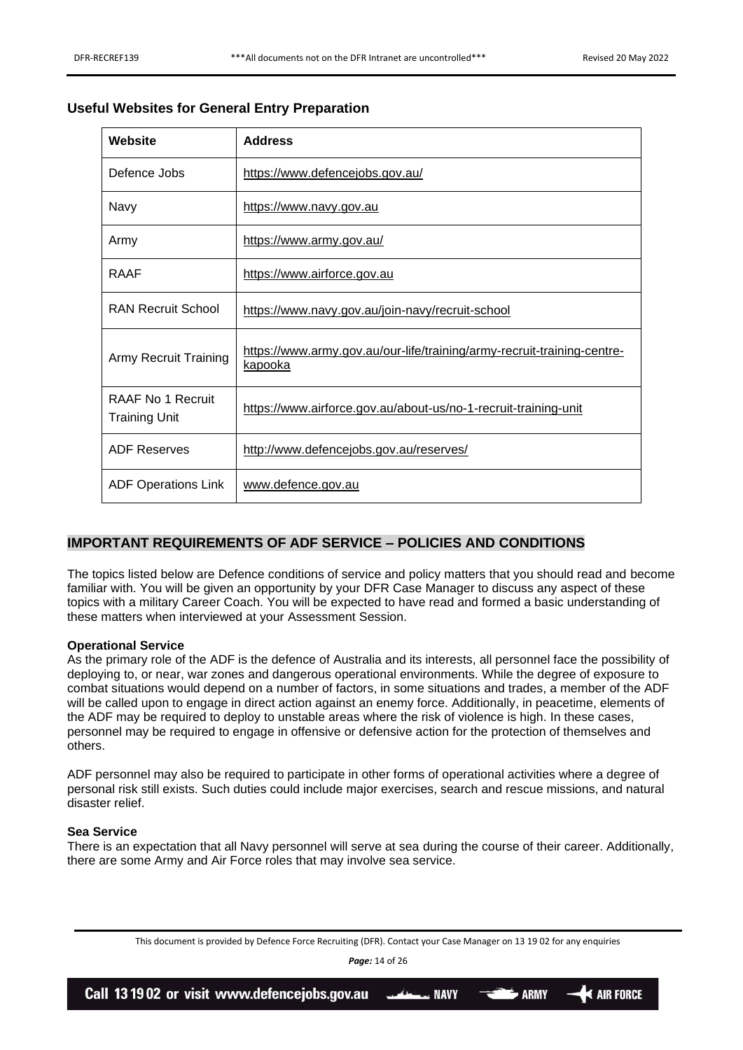### Useful Websites for General Entry Preparation

| Website | Address |
|---|---|
| Defence Jobs | https://www.defencejobs.gov.au/ |
| Navy | https://www.navy.gov.au |
| Army | https://www.army.gov.au/ |
| RAAF | https://www.airforce.gov.au |
| RAN Recruit School | https://www.navy.gov.au/join-navy/recruit-school |
| Army Recruit Training | https://www.army.gov.au/our-life/training/army-recruit-training-centre-kapooka |
| RAAF No 1 Recruit Training Unit | https://www.airforce.gov.au/about-us/no-1-recruit-training-unit |
| ADF Reserves | http://www.defencejobs.gov.au/reserves/ |
| ADF Operations Link | www.defence.gov.au |

## IMPORTANT REQUIREMENTS OF ADF SERVICE – POLICIES AND CONDITIONS

The topics listed below are Defence conditions of service and policy matters that you should read and become familiar with. You will be given an opportunity by your DFR Case Manager to discuss any aspect of these topics with a military Career Coach. You will be expected to have read and formed a basic understanding of these matters when interviewed at your Assessment Session.

**Operational Service**
As the primary role of the ADF is the defence of Australia and its interests, all personnel face the possibility of deploying to, or near, war zones and dangerous operational environments. While the degree of exposure to combat situations would depend on a number of factors, in some situations and trades, a member of the ADF will be called upon to engage in direct action against an enemy force. Additionally, in peacetime, elements of the ADF may be required to deploy to unstable areas where the risk of violence is high. In these cases, personnel may be required to engage in offensive or defensive action for the protection of themselves and others.

ADF personnel may also be required to participate in other forms of operational activities where a degree of personal risk still exists. Such duties could include major exercises, search and rescue missions, and natural disaster relief.

**Sea Service**
There is an expectation that all Navy personnel will serve at sea during the course of their career. Additionally, there are some Army and Air Force roles that may involve sea service.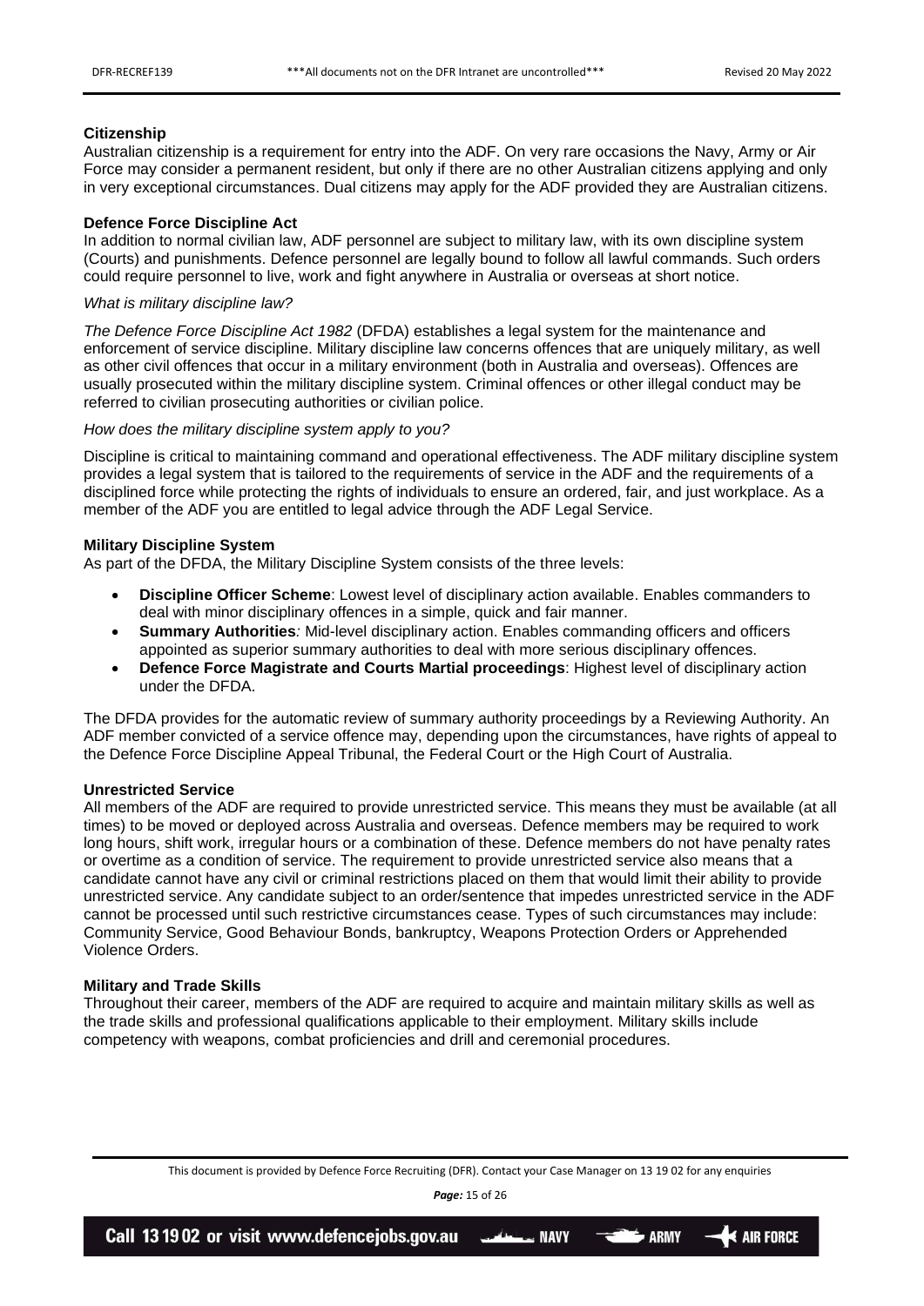## Citizenship

Australian citizenship is a requirement for entry into the ADF. On very rare occasions the Navy, Army or Air Force may consider a permanent resident, but only if there are no other Australian citizens applying and only in very exceptional circumstances. Dual citizens may apply for the ADF provided they are Australian citizens.

## Defence Force Discipline Act

In addition to normal civilian law, ADF personnel are subject to military law, with its own discipline system (Courts) and punishments. Defence personnel are legally bound to follow all lawful commands. Such orders could require personnel to live, work and fight anywhere in Australia or overseas at short notice.

*What is military discipline law?*

*The Defence Force Discipline Act 1982* (DFDA) establishes a legal system for the maintenance and enforcement of service discipline. Military discipline law concerns offences that are uniquely military, as well as other civil offences that occur in a military environment (both in Australia and overseas). Offences are usually prosecuted within the military discipline system. Criminal offences or other illegal conduct may be referred to civilian prosecuting authorities or civilian police.

*How does the military discipline system apply to you?*

Discipline is critical to maintaining command and operational effectiveness. The ADF military discipline system provides a legal system that is tailored to the requirements of service in the ADF and the requirements of a disciplined force while protecting the rights of individuals to ensure an ordered, fair, and just workplace. As a member of the ADF you are entitled to legal advice through the ADF Legal Service.

## Military Discipline System

As part of the DFDA, the Military Discipline System consists of the three levels:

- **Discipline Officer Scheme**: Lowest level of disciplinary action available. Enables commanders to deal with minor disciplinary offences in a simple, quick and fair manner.
- **Summary Authorities***:* Mid-level disciplinary action. Enables commanding officers and officers appointed as superior summary authorities to deal with more serious disciplinary offences.
- **Defence Force Magistrate and Courts Martial proceedings**: Highest level of disciplinary action under the DFDA.

The DFDA provides for the automatic review of summary authority proceedings by a Reviewing Authority. An ADF member convicted of a service offence may, depending upon the circumstances, have rights of appeal to the Defence Force Discipline Appeal Tribunal, the Federal Court or the High Court of Australia.

## Unrestricted Service

All members of the ADF are required to provide unrestricted service. This means they must be available (at all times) to be moved or deployed across Australia and overseas. Defence members may be required to work long hours, shift work, irregular hours or a combination of these. Defence members do not have penalty rates or overtime as a condition of service. The requirement to provide unrestricted service also means that a candidate cannot have any civil or criminal restrictions placed on them that would limit their ability to provide unrestricted service. Any candidate subject to an order/sentence that impedes unrestricted service in the ADF cannot be processed until such restrictive circumstances cease. Types of such circumstances may include: Community Service, Good Behaviour Bonds, bankruptcy, Weapons Protection Orders or Apprehended Violence Orders.

## Military and Trade Skills

Throughout their career, members of the ADF are required to acquire and maintain military skills as well as the trade skills and professional qualifications applicable to their employment. Military skills include competency with weapons, combat proficiencies and drill and ceremonial procedures.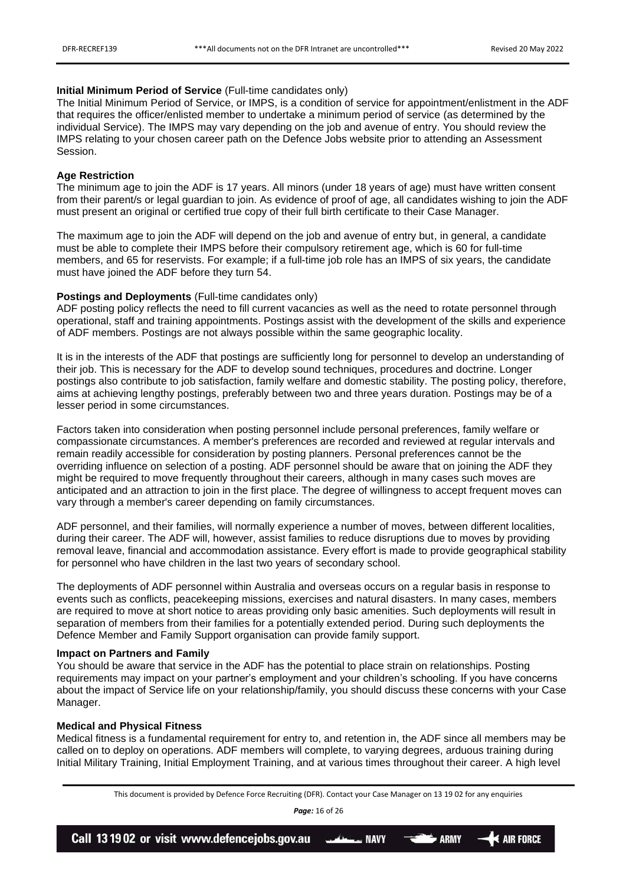**Initial Minimum Period of Service** (Full-time candidates only)

The Initial Minimum Period of Service, or IMPS, is a condition of service for appointment/enlistment in the ADF that requires the officer/enlisted member to undertake a minimum period of service (as determined by the individual Service). The IMPS may vary depending on the job and avenue of entry. You should review the IMPS relating to your chosen career path on the Defence Jobs website prior to attending an Assessment Session.

**Age Restriction**

The minimum age to join the ADF is 17 years. All minors (under 18 years of age) must have written consent from their parent/s or legal guardian to join. As evidence of proof of age, all candidates wishing to join the ADF must present an original or certified true copy of their full birth certificate to their Case Manager.

The maximum age to join the ADF will depend on the job and avenue of entry but, in general, a candidate must be able to complete their IMPS before their compulsory retirement age, which is 60 for full-time members, and 65 for reservists. For example; if a full-time job role has an IMPS of six years, the candidate must have joined the ADF before they turn 54.

**Postings and Deployments** (Full-time candidates only)

ADF posting policy reflects the need to fill current vacancies as well as the need to rotate personnel through operational, staff and training appointments. Postings assist with the development of the skills and experience of ADF members. Postings are not always possible within the same geographic locality.

It is in the interests of the ADF that postings are sufficiently long for personnel to develop an understanding of their job. This is necessary for the ADF to develop sound techniques, procedures and doctrine. Longer postings also contribute to job satisfaction, family welfare and domestic stability. The posting policy, therefore, aims at achieving lengthy postings, preferably between two and three years duration. Postings may be of a lesser period in some circumstances.

Factors taken into consideration when posting personnel include personal preferences, family welfare or compassionate circumstances. A member's preferences are recorded and reviewed at regular intervals and remain readily accessible for consideration by posting planners. Personal preferences cannot be the overriding influence on selection of a posting. ADF personnel should be aware that on joining the ADF they might be required to move frequently throughout their careers, although in many cases such moves are anticipated and an attraction to join in the first place. The degree of willingness to accept frequent moves can vary through a member's career depending on family circumstances.

ADF personnel, and their families, will normally experience a number of moves, between different localities, during their career. The ADF will, however, assist families to reduce disruptions due to moves by providing removal leave, financial and accommodation assistance. Every effort is made to provide geographical stability for personnel who have children in the last two years of secondary school.

The deployments of ADF personnel within Australia and overseas occurs on a regular basis in response to events such as conflicts, peacekeeping missions, exercises and natural disasters. In many cases, members are required to move at short notice to areas providing only basic amenities. Such deployments will result in separation of members from their families for a potentially extended period. During such deployments the Defence Member and Family Support organisation can provide family support.

**Impact on Partners and Family**

You should be aware that service in the ADF has the potential to place strain on relationships. Posting requirements may impact on your partner's employment and your children's schooling. If you have concerns about the impact of Service life on your relationship/family, you should discuss these concerns with your Case Manager.

**Medical and Physical Fitness**

Medical fitness is a fundamental requirement for entry to, and retention in, the ADF since all members may be called on to deploy on operations. ADF members will complete, to varying degrees, arduous training during Initial Military Training, Initial Employment Training, and at various times throughout their career. A high level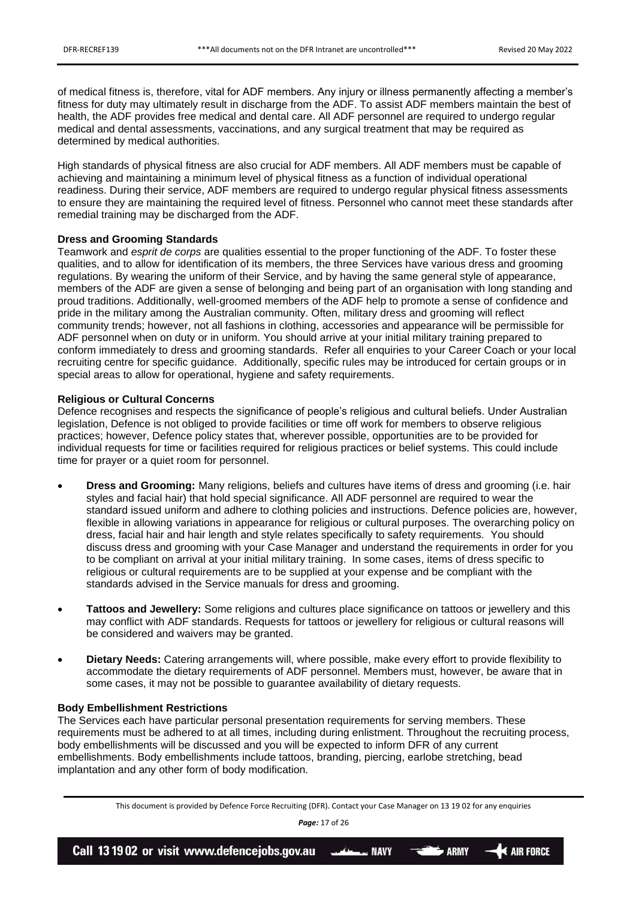of medical fitness is, therefore, vital for ADF members. Any injury or illness permanently affecting a member's fitness for duty may ultimately result in discharge from the ADF. To assist ADF members maintain the best of health, the ADF provides free medical and dental care. All ADF personnel are required to undergo regular medical and dental assessments, vaccinations, and any surgical treatment that may be required as determined by medical authorities.

High standards of physical fitness are also crucial for ADF members. All ADF members must be capable of achieving and maintaining a minimum level of physical fitness as a function of individual operational readiness. During their service, ADF members are required to undergo regular physical fitness assessments to ensure they are maintaining the required level of fitness. Personnel who cannot meet these standards after remedial training may be discharged from the ADF.

**Dress and Grooming Standards**

Teamwork and *esprit de corps* are qualities essential to the proper functioning of the ADF. To foster these qualities, and to allow for identification of its members, the three Services have various dress and grooming regulations. By wearing the uniform of their Service, and by having the same general style of appearance, members of the ADF are given a sense of belonging and being part of an organisation with long standing and proud traditions. Additionally, well-groomed members of the ADF help to promote a sense of confidence and pride in the military among the Australian community. Often, military dress and grooming will reflect community trends; however, not all fashions in clothing, accessories and appearance will be permissible for ADF personnel when on duty or in uniform. You should arrive at your initial military training prepared to conform immediately to dress and grooming standards. Refer all enquiries to your Career Coach or your local recruiting centre for specific guidance. Additionally, specific rules may be introduced for certain groups or in special areas to allow for operational, hygiene and safety requirements.

**Religious or Cultural Concerns**

Defence recognises and respects the significance of people's religious and cultural beliefs. Under Australian legislation, Defence is not obliged to provide facilities or time off work for members to observe religious practices; however, Defence policy states that, wherever possible, opportunities are to be provided for individual requests for time or facilities required for religious practices or belief systems. This could include time for prayer or a quiet room for personnel.

- **Dress and Grooming:** Many religions, beliefs and cultures have items of dress and grooming (i.e. hair styles and facial hair) that hold special significance. All ADF personnel are required to wear the standard issued uniform and adhere to clothing policies and instructions. Defence policies are, however, flexible in allowing variations in appearance for religious or cultural purposes. The overarching policy on dress, facial hair and hair length and style relates specifically to safety requirements. You should discuss dress and grooming with your Case Manager and understand the requirements in order for you to be compliant on arrival at your initial military training. In some cases, items of dress specific to religious or cultural requirements are to be supplied at your expense and be compliant with the standards advised in the Service manuals for dress and grooming.

- **Tattoos and Jewellery:** Some religions and cultures place significance on tattoos or jewellery and this may conflict with ADF standards. Requests for tattoos or jewellery for religious or cultural reasons will be considered and waivers may be granted.

- **Dietary Needs:** Catering arrangements will, where possible, make every effort to provide flexibility to accommodate the dietary requirements of ADF personnel. Members must, however, be aware that in some cases, it may not be possible to guarantee availability of dietary requests.

**Body Embellishment Restrictions**

The Services each have particular personal presentation requirements for serving members. These requirements must be adhered to at all times, including during enlistment. Throughout the recruiting process, body embellishments will be discussed and you will be expected to inform DFR of any current embellishments. Body embellishments include tattoos, branding, piercing, earlobe stretching, bead implantation and any other form of body modification.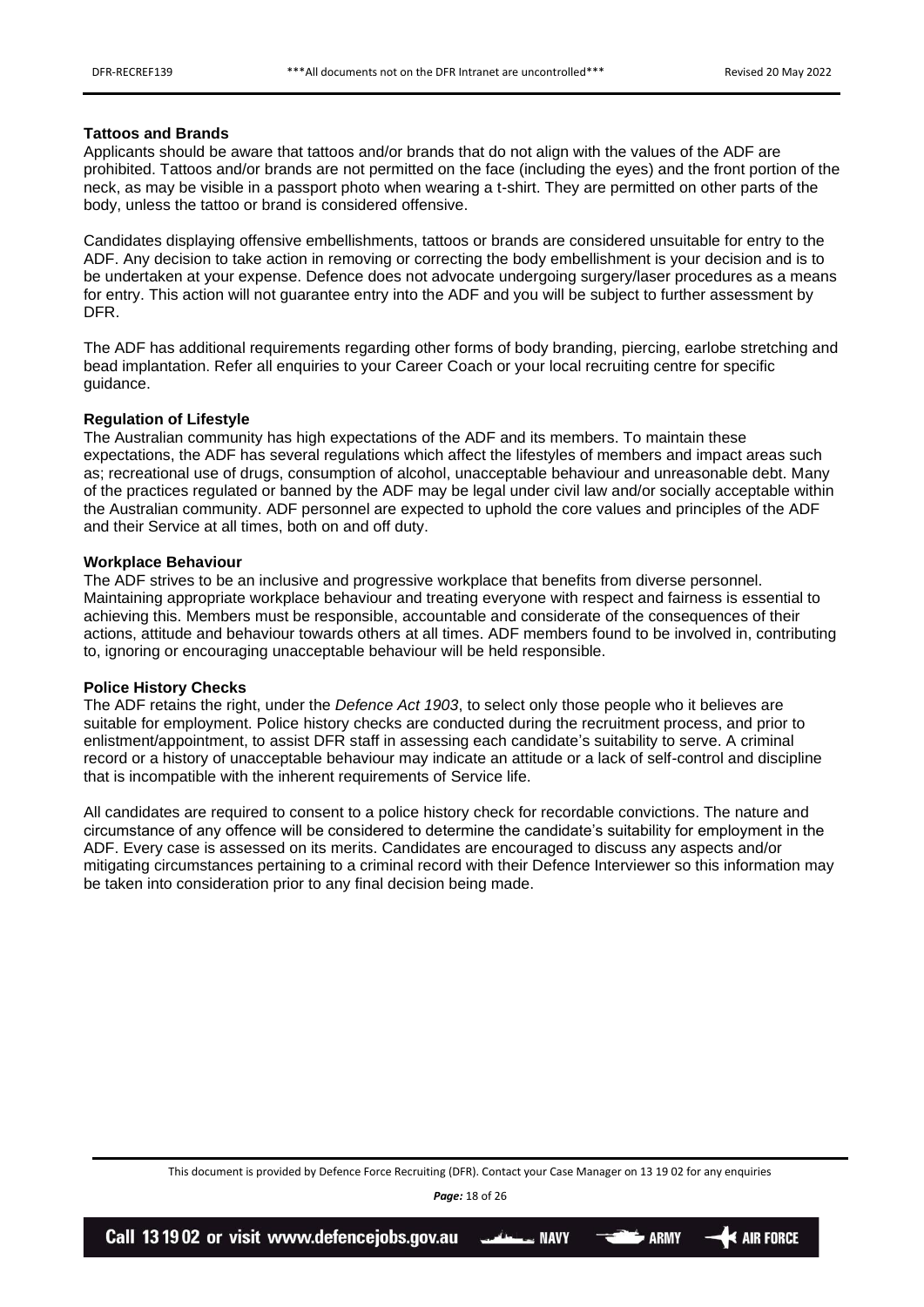**Tattoos and Brands**

Applicants should be aware that tattoos and/or brands that do not align with the values of the ADF are prohibited. Tattoos and/or brands are not permitted on the face (including the eyes) and the front portion of the neck, as may be visible in a passport photo when wearing a t-shirt. They are permitted on other parts of the body, unless the tattoo or brand is considered offensive.

Candidates displaying offensive embellishments, tattoos or brands are considered unsuitable for entry to the ADF. Any decision to take action in removing or correcting the body embellishment is your decision and is to be undertaken at your expense. Defence does not advocate undergoing surgery/laser procedures as a means for entry. This action will not guarantee entry into the ADF and you will be subject to further assessment by DFR.

The ADF has additional requirements regarding other forms of body branding, piercing, earlobe stretching and bead implantation. Refer all enquiries to your Career Coach or your local recruiting centre for specific guidance.

**Regulation of Lifestyle**

The Australian community has high expectations of the ADF and its members. To maintain these expectations, the ADF has several regulations which affect the lifestyles of members and impact areas such as; recreational use of drugs, consumption of alcohol, unacceptable behaviour and unreasonable debt. Many of the practices regulated or banned by the ADF may be legal under civil law and/or socially acceptable within the Australian community. ADF personnel are expected to uphold the core values and principles of the ADF and their Service at all times, both on and off duty.

**Workplace Behaviour**

The ADF strives to be an inclusive and progressive workplace that benefits from diverse personnel. Maintaining appropriate workplace behaviour and treating everyone with respect and fairness is essential to achieving this. Members must be responsible, accountable and considerate of the consequences of their actions, attitude and behaviour towards others at all times. ADF members found to be involved in, contributing to, ignoring or encouraging unacceptable behaviour will be held responsible.

**Police History Checks**

The ADF retains the right, under the *Defence Act 1903*, to select only those people who it believes are suitable for employment. Police history checks are conducted during the recruitment process, and prior to enlistment/appointment, to assist DFR staff in assessing each candidate's suitability to serve. A criminal record or a history of unacceptable behaviour may indicate an attitude or a lack of self-control and discipline that is incompatible with the inherent requirements of Service life.

All candidates are required to consent to a police history check for recordable convictions. The nature and circumstance of any offence will be considered to determine the candidate's suitability for employment in the ADF. Every case is assessed on its merits. Candidates are encouraged to discuss any aspects and/or mitigating circumstances pertaining to a criminal record with their Defence Interviewer so this information may be taken into consideration prior to any final decision being made.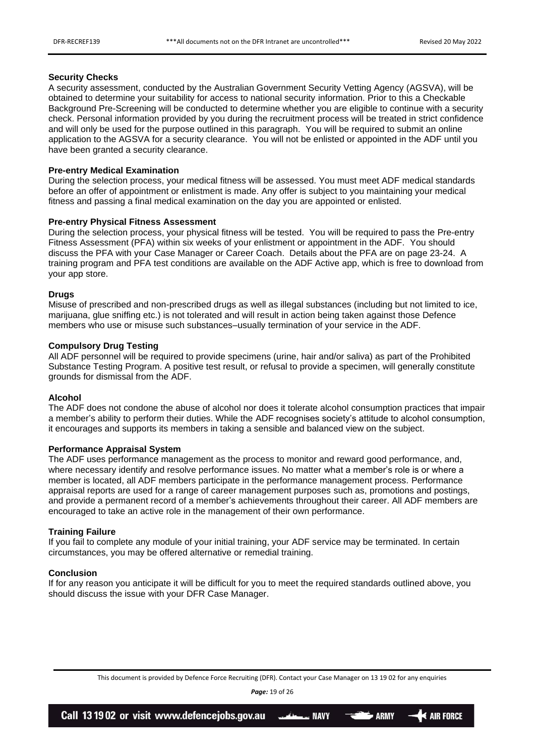**Security Checks**

A security assessment, conducted by the Australian Government Security Vetting Agency (AGSVA), will be obtained to determine your suitability for access to national security information. Prior to this a Checkable Background Pre-Screening will be conducted to determine whether you are eligible to continue with a security check. Personal information provided by you during the recruitment process will be treated in strict confidence and will only be used for the purpose outlined in this paragraph. You will be required to submit an online application to the AGSVA for a security clearance. You will not be enlisted or appointed in the ADF until you have been granted a security clearance.

**Pre-entry Medical Examination**

During the selection process, your medical fitness will be assessed. You must meet ADF medical standards before an offer of appointment or enlistment is made. Any offer is subject to you maintaining your medical fitness and passing a final medical examination on the day you are appointed or enlisted.

**Pre-entry Physical Fitness Assessment**

During the selection process, your physical fitness will be tested. You will be required to pass the Pre-entry Fitness Assessment (PFA) within six weeks of your enlistment or appointment in the ADF. You should discuss the PFA with your Case Manager or Career Coach. Details about the PFA are on page 23-24. A training program and PFA test conditions are available on the ADF Active app, which is free to download from your app store.

**Drugs**

Misuse of prescribed and non-prescribed drugs as well as illegal substances (including but not limited to ice, marijuana, glue sniffing etc.) is not tolerated and will result in action being taken against those Defence members who use or misuse such substances–usually termination of your service in the ADF.

**Compulsory Drug Testing**

All ADF personnel will be required to provide specimens (urine, hair and/or saliva) as part of the Prohibited Substance Testing Program. A positive test result, or refusal to provide a specimen, will generally constitute grounds for dismissal from the ADF.

**Alcohol**

The ADF does not condone the abuse of alcohol nor does it tolerate alcohol consumption practices that impair a member's ability to perform their duties. While the ADF recognises society's attitude to alcohol consumption, it encourages and supports its members in taking a sensible and balanced view on the subject.

**Performance Appraisal System**

The ADF uses performance management as the process to monitor and reward good performance, and, where necessary identify and resolve performance issues. No matter what a member's role is or where a member is located, all ADF members participate in the performance management process. Performance appraisal reports are used for a range of career management purposes such as, promotions and postings, and provide a permanent record of a member's achievements throughout their career. All ADF members are encouraged to take an active role in the management of their own performance.

**Training Failure**

If you fail to complete any module of your initial training, your ADF service may be terminated. In certain circumstances, you may be offered alternative or remedial training.

**Conclusion**

If for any reason you anticipate it will be difficult for you to meet the required standards outlined above, you should discuss the issue with your DFR Case Manager.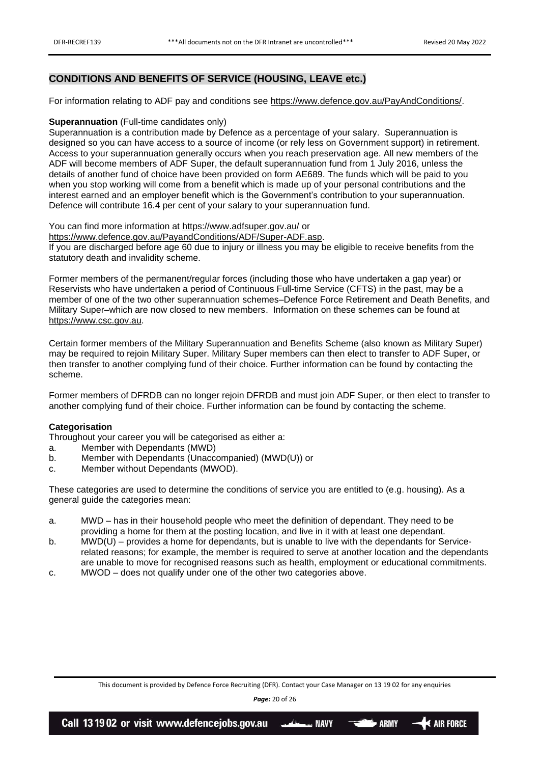## CONDITIONS AND BENEFITS OF SERVICE (HOUSING, LEAVE etc.)

For information relating to ADF pay and conditions see https://www.defence.gov.au/PayAndConditions/.

**Superannuation** (Full-time candidates only)
Superannuation is a contribution made by Defence as a percentage of your salary. Superannuation is designed so you can have access to a source of income (or rely less on Government support) in retirement. Access to your superannuation generally occurs when you reach preservation age. All new members of the ADF will become members of ADF Super, the default superannuation fund from 1 July 2016, unless the details of another fund of choice have been provided on form AE689. The funds which will be paid to you when you stop working will come from a benefit which is made up of your personal contributions and the interest earned and an employer benefit which is the Government's contribution to your superannuation. Defence will contribute 16.4 per cent of your salary to your superannuation fund.

You can find more information at https://www.adfsuper.gov.au/ or
https://www.defence.gov.au/PayandConditions/ADF/Super-ADF.asp.
If you are discharged before age 60 due to injury or illness you may be eligible to receive benefits from the statutory death and invalidity scheme.

Former members of the permanent/regular forces (including those who have undertaken a gap year) or Reservists who have undertaken a period of Continuous Full-time Service (CFTS) in the past, may be a member of one of the two other superannuation schemes–Defence Force Retirement and Death Benefits, and Military Super–which are now closed to new members. Information on these schemes can be found at https://www.csc.gov.au.

Certain former members of the Military Superannuation and Benefits Scheme (also known as Military Super) may be required to rejoin Military Super. Military Super members can then elect to transfer to ADF Super, or then transfer to another complying fund of their choice. Further information can be found by contacting the scheme.

Former members of DFRDB can no longer rejoin DFRDB and must join ADF Super, or then elect to transfer to another complying fund of their choice. Further information can be found by contacting the scheme.

**Categorisation**
Throughout your career you will be categorised as either a:

a. Member with Dependants (MWD)
b. Member with Dependants (Unaccompanied) (MWD(U)) or
c. Member without Dependants (MWOD).

These categories are used to determine the conditions of service you are entitled to (e.g. housing). As a general guide the categories mean:

a. MWD – has in their household people who meet the definition of dependant. They need to be providing a home for them at the posting location, and live in it with at least one dependant.
b. MWD(U) – provides a home for dependants, but is unable to live with the dependants for Service-related reasons; for example, the member is required to serve at another location and the dependants are unable to move for recognised reasons such as health, employment or educational commitments.
c. MWOD – does not qualify under one of the other two categories above.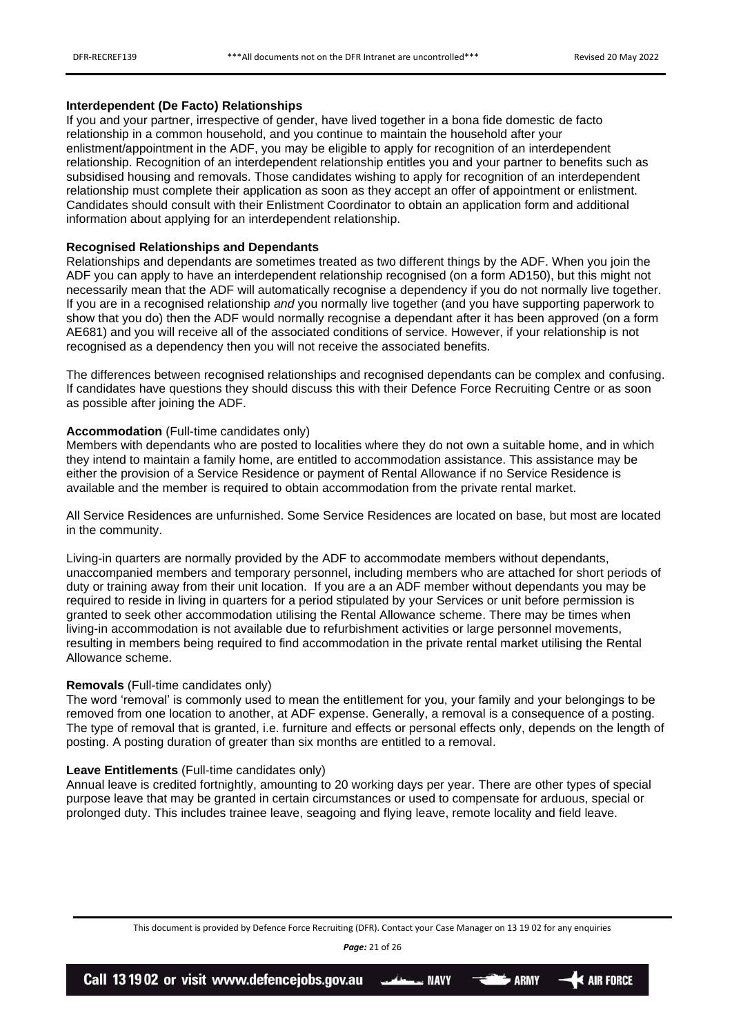**Interdependent (De Facto) Relationships**

If you and your partner, irrespective of gender, have lived together in a bona fide domestic de facto relationship in a common household, and you continue to maintain the household after your enlistment/appointment in the ADF, you may be eligible to apply for recognition of an interdependent relationship. Recognition of an interdependent relationship entitles you and your partner to benefits such as subsidised housing and removals. Those candidates wishing to apply for recognition of an interdependent relationship must complete their application as soon as they accept an offer of appointment or enlistment. Candidates should consult with their Enlistment Coordinator to obtain an application form and additional information about applying for an interdependent relationship.

**Recognised Relationships and Dependants**

Relationships and dependants are sometimes treated as two different things by the ADF. When you join the ADF you can apply to have an interdependent relationship recognised (on a form AD150), but this might not necessarily mean that the ADF will automatically recognise a dependency if you do not normally live together. If you are in a recognised relationship *and* you normally live together (and you have supporting paperwork to show that you do) then the ADF would normally recognise a dependant after it has been approved (on a form AE681) and you will receive all of the associated conditions of service. However, if your relationship is not recognised as a dependency then you will not receive the associated benefits.

The differences between recognised relationships and recognised dependants can be complex and confusing. If candidates have questions they should discuss this with their Defence Force Recruiting Centre or as soon as possible after joining the ADF.

**Accommodation** (Full-time candidates only)

Members with dependants who are posted to localities where they do not own a suitable home, and in which they intend to maintain a family home, are entitled to accommodation assistance. This assistance may be either the provision of a Service Residence or payment of Rental Allowance if no Service Residence is available and the member is required to obtain accommodation from the private rental market.

All Service Residences are unfurnished. Some Service Residences are located on base, but most are located in the community.

Living-in quarters are normally provided by the ADF to accommodate members without dependants, unaccompanied members and temporary personnel, including members who are attached for short periods of duty or training away from their unit location. If you are a an ADF member without dependants you may be required to reside in living in quarters for a period stipulated by your Services or unit before permission is granted to seek other accommodation utilising the Rental Allowance scheme. There may be times when living-in accommodation is not available due to refurbishment activities or large personnel movements, resulting in members being required to find accommodation in the private rental market utilising the Rental Allowance scheme.

**Removals** (Full-time candidates only)

The word 'removal' is commonly used to mean the entitlement for you, your family and your belongings to be removed from one location to another, at ADF expense. Generally, a removal is a consequence of a posting. The type of removal that is granted, i.e. furniture and effects or personal effects only, depends on the length of posting. A posting duration of greater than six months are entitled to a removal.

**Leave Entitlements** (Full-time candidates only)

Annual leave is credited fortnightly, amounting to 20 working days per year. There are other types of special purpose leave that may be granted in certain circumstances or used to compensate for arduous, special or prolonged duty. This includes trainee leave, seagoing and flying leave, remote locality and field leave.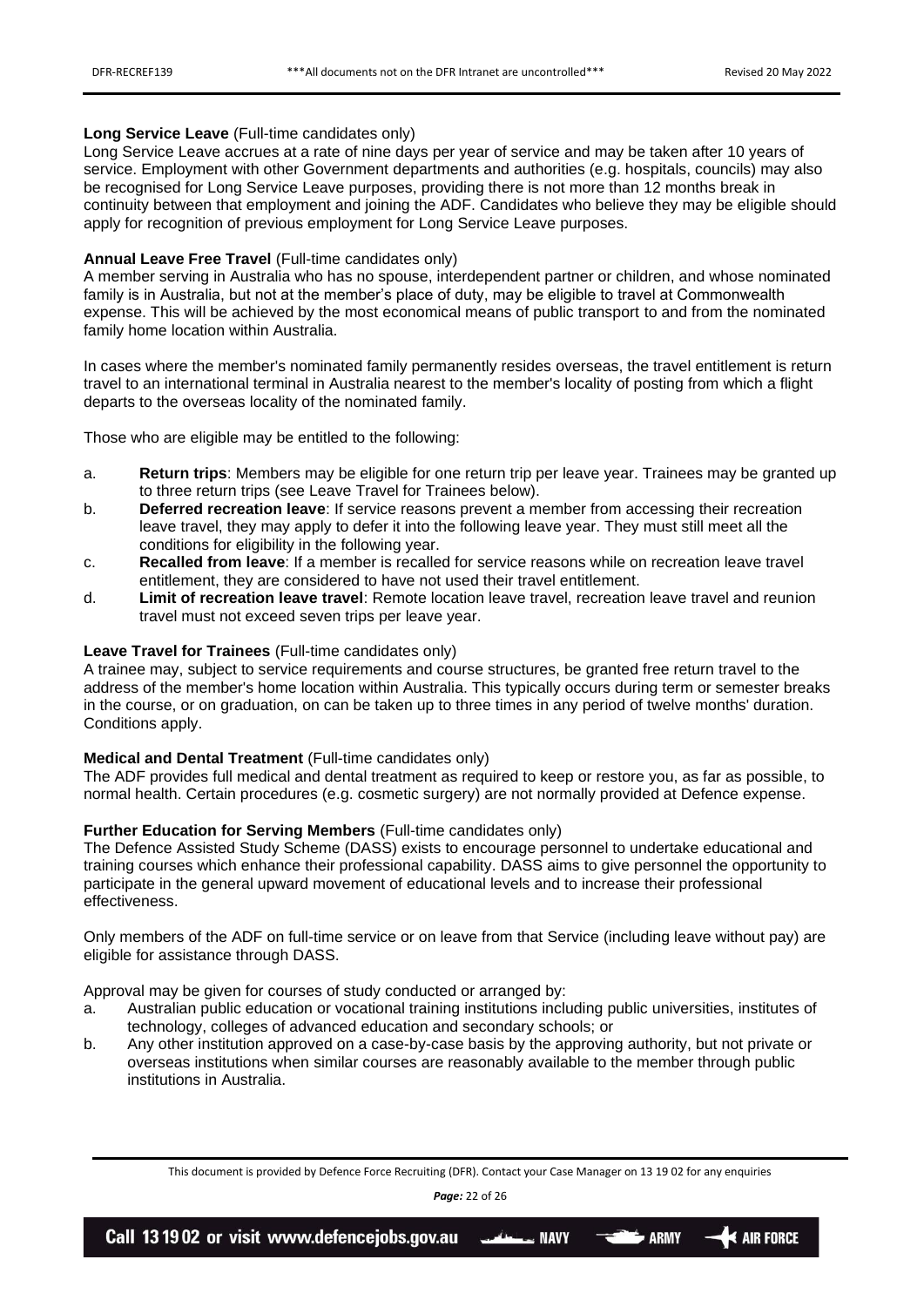**Long Service Leave** (Full-time candidates only)
Long Service Leave accrues at a rate of nine days per year of service and may be taken after 10 years of service. Employment with other Government departments and authorities (e.g. hospitals, councils) may also be recognised for Long Service Leave purposes, providing there is not more than 12 months break in continuity between that employment and joining the ADF. Candidates who believe they may be eligible should apply for recognition of previous employment for Long Service Leave purposes.

**Annual Leave Free Travel** (Full-time candidates only)
A member serving in Australia who has no spouse, interdependent partner or children, and whose nominated family is in Australia, but not at the member's place of duty, may be eligible to travel at Commonwealth expense. This will be achieved by the most economical means of public transport to and from the nominated family home location within Australia.

In cases where the member's nominated family permanently resides overseas, the travel entitlement is return travel to an international terminal in Australia nearest to the member's locality of posting from which a flight departs to the overseas locality of the nominated family.

Those who are eligible may be entitled to the following:

a. **Return trips**: Members may be eligible for one return trip per leave year. Trainees may be granted up to three return trips (see Leave Travel for Trainees below).
b. **Deferred recreation leave**: If service reasons prevent a member from accessing their recreation leave travel, they may apply to defer it into the following leave year. They must still meet all the conditions for eligibility in the following year.
c. **Recalled from leave**: If a member is recalled for service reasons while on recreation leave travel entitlement, they are considered to have not used their travel entitlement.
d. **Limit of recreation leave travel**: Remote location leave travel, recreation leave travel and reunion travel must not exceed seven trips per leave year.

**Leave Travel for Trainees** (Full-time candidates only)
A trainee may, subject to service requirements and course structures, be granted free return travel to the address of the member's home location within Australia. This typically occurs during term or semester breaks in the course, or on graduation, on can be taken up to three times in any period of twelve months' duration. Conditions apply.

**Medical and Dental Treatment** (Full-time candidates only)
The ADF provides full medical and dental treatment as required to keep or restore you, as far as possible, to normal health. Certain procedures (e.g. cosmetic surgery) are not normally provided at Defence expense.

**Further Education for Serving Members** (Full-time candidates only)
The Defence Assisted Study Scheme (DASS) exists to encourage personnel to undertake educational and training courses which enhance their professional capability. DASS aims to give personnel the opportunity to participate in the general upward movement of educational levels and to increase their professional effectiveness.

Only members of the ADF on full-time service or on leave from that Service (including leave without pay) are eligible for assistance through DASS.

Approval may be given for courses of study conducted or arranged by:
a. Australian public education or vocational training institutions including public universities, institutes of technology, colleges of advanced education and secondary schools; or
b. Any other institution approved on a case-by-case basis by the approving authority, but not private or overseas institutions when similar courses are reasonably available to the member through public institutions in Australia.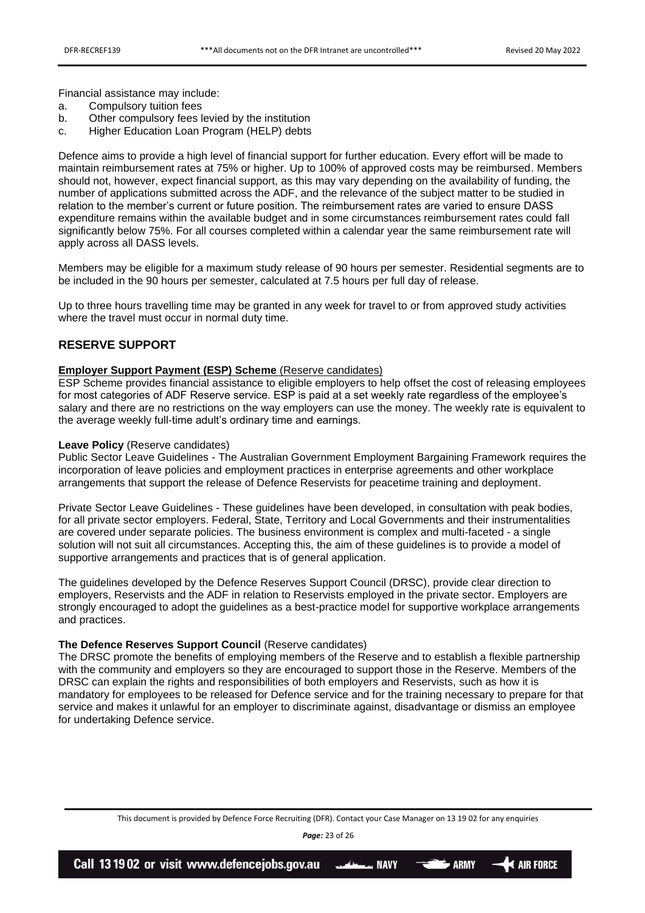Financial assistance may include:

a. Compulsory tuition fees
b. Other compulsory fees levied by the institution
c. Higher Education Loan Program (HELP) debts

Defence aims to provide a high level of financial support for further education. Every effort will be made to maintain reimbursement rates at 75% or higher. Up to 100% of approved costs may be reimbursed. Members should not, however, expect financial support, as this may vary depending on the availability of funding, the number of applications submitted across the ADF, and the relevance of the subject matter to be studied in relation to the member's current or future position. The reimbursement rates are varied to ensure DASS expenditure remains within the available budget and in some circumstances reimbursement rates could fall significantly below 75%. For all courses completed within a calendar year the same reimbursement rate will apply across all DASS levels.

Members may be eligible for a maximum study release of 90 hours per semester. Residential segments are to be included in the 90 hours per semester, calculated at 7.5 hours per full day of release.

Up to three hours travelling time may be granted in any week for travel to or from approved study activities where the travel must occur in normal duty time.

## RESERVE SUPPORT

**Employer Support Payment (ESP) Scheme** (Reserve candidates)

ESP Scheme provides financial assistance to eligible employers to help offset the cost of releasing employees for most categories of ADF Reserve service. ESP is paid at a set weekly rate regardless of the employee's salary and there are no restrictions on the way employers can use the money. The weekly rate is equivalent to the average weekly full-time adult's ordinary time and earnings.

**Leave Policy** (Reserve candidates)

Public Sector Leave Guidelines - The Australian Government Employment Bargaining Framework requires the incorporation of leave policies and employment practices in enterprise agreements and other workplace arrangements that support the release of Defence Reservists for peacetime training and deployment.

Private Sector Leave Guidelines - These guidelines have been developed, in consultation with peak bodies, for all private sector employers. Federal, State, Territory and Local Governments and their instrumentalities are covered under separate policies. The business environment is complex and multi-faceted - a single solution will not suit all circumstances. Accepting this, the aim of these guidelines is to provide a model of supportive arrangements and practices that is of general application.

The guidelines developed by the Defence Reserves Support Council (DRSC), provide clear direction to employers, Reservists and the ADF in relation to Reservists employed in the private sector. Employers are strongly encouraged to adopt the guidelines as a best-practice model for supportive workplace arrangements and practices.

**The Defence Reserves Support Council** (Reserve candidates)

The DRSC promote the benefits of employing members of the Reserve and to establish a flexible partnership with the community and employers so they are encouraged to support those in the Reserve. Members of the DRSC can explain the rights and responsibilities of both employers and Reservists, such as how it is mandatory for employees to be released for Defence service and for the training necessary to prepare for that service and makes it unlawful for an employer to discriminate against, disadvantage or dismiss an employee for undertaking Defence service.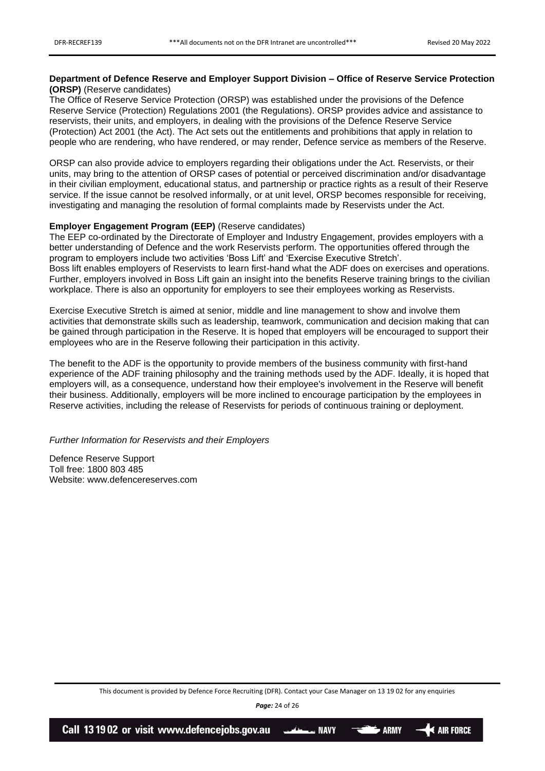**Department of Defence Reserve and Employer Support Division – Office of Reserve Service Protection (ORSP)** (Reserve candidates)

The Office of Reserve Service Protection (ORSP) was established under the provisions of the Defence Reserve Service (Protection) Regulations 2001 (the Regulations). ORSP provides advice and assistance to reservists, their units, and employers, in dealing with the provisions of the Defence Reserve Service (Protection) Act 2001 (the Act). The Act sets out the entitlements and prohibitions that apply in relation to people who are rendering, who have rendered, or may render, Defence service as members of the Reserve.

ORSP can also provide advice to employers regarding their obligations under the Act. Reservists, or their units, may bring to the attention of ORSP cases of potential or perceived discrimination and/or disadvantage in their civilian employment, educational status, and partnership or practice rights as a result of their Reserve service. If the issue cannot be resolved informally, or at unit level, ORSP becomes responsible for receiving, investigating and managing the resolution of formal complaints made by Reservists under the Act.

**Employer Engagement Program (EEP)** (Reserve candidates)

The EEP co-ordinated by the Directorate of Employer and Industry Engagement, provides employers with a better understanding of Defence and the work Reservists perform. The opportunities offered through the program to employers include two activities 'Boss Lift' and 'Exercise Executive Stretch'.

Boss lift enables employers of Reservists to learn first-hand what the ADF does on exercises and operations. Further, employers involved in Boss Lift gain an insight into the benefits Reserve training brings to the civilian workplace. There is also an opportunity for employers to see their employees working as Reservists.

Exercise Executive Stretch is aimed at senior, middle and line management to show and involve them activities that demonstrate skills such as leadership, teamwork, communication and decision making that can be gained through participation in the Reserve. It is hoped that employers will be encouraged to support their employees who are in the Reserve following their participation in this activity.

The benefit to the ADF is the opportunity to provide members of the business community with first-hand experience of the ADF training philosophy and the training methods used by the ADF. Ideally, it is hoped that employers will, as a consequence, understand how their employee's involvement in the Reserve will benefit their business. Additionally, employers will be more inclined to encourage participation by the employees in Reserve activities, including the release of Reservists for periods of continuous training or deployment.

*Further Information for Reservists and their Employers*

Defence Reserve Support
Toll free: 1800 803 485
Website: www.defencereserves.com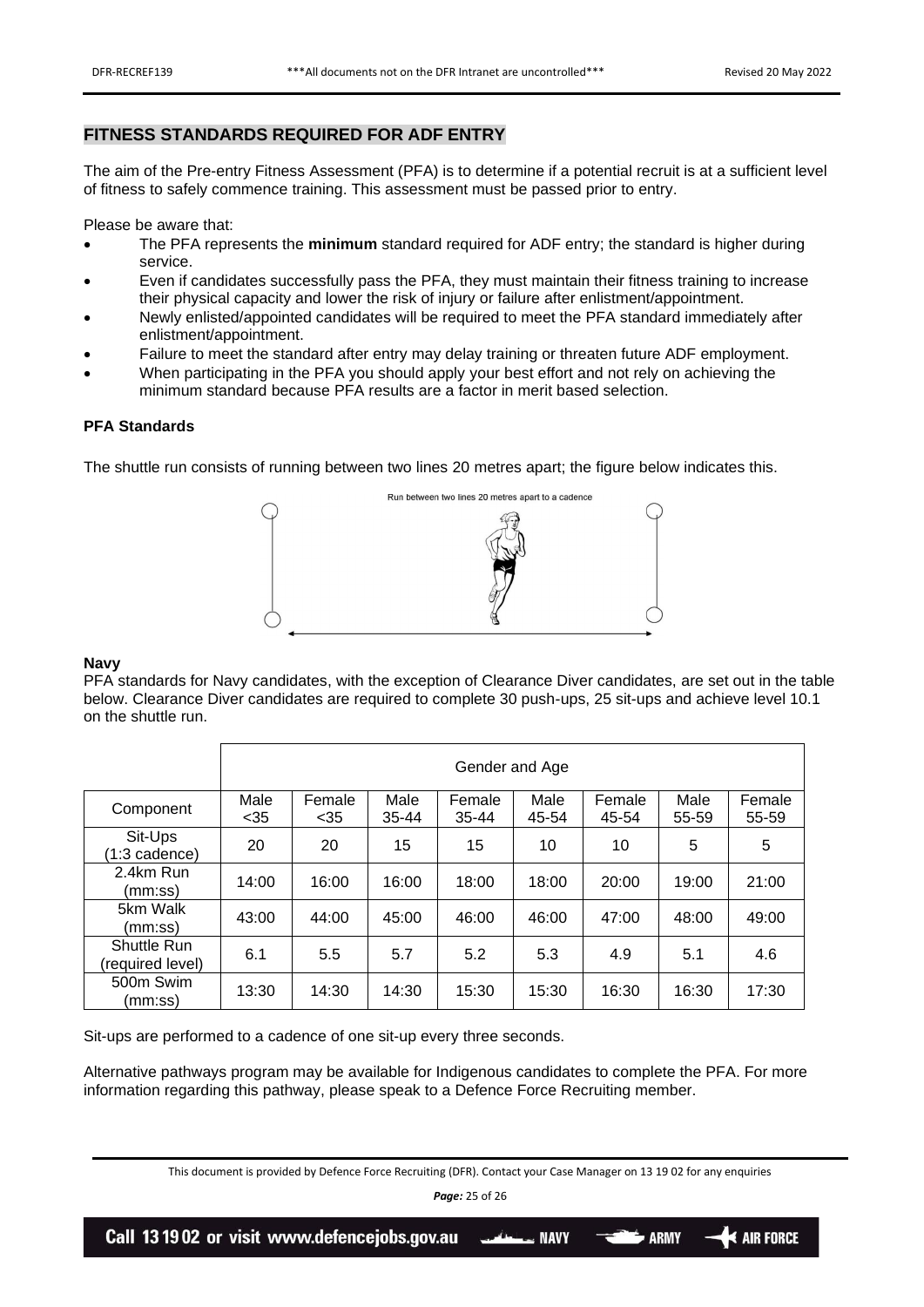## FITNESS STANDARDS REQUIRED FOR ADF ENTRY

The aim of the Pre-entry Fitness Assessment (PFA) is to determine if a potential recruit is at a sufficient level of fitness to safely commence training. This assessment must be passed prior to entry.

Please be aware that:

- The PFA represents the **minimum** standard required for ADF entry; the standard is higher during service.
- Even if candidates successfully pass the PFA, they must maintain their fitness training to increase their physical capacity and lower the risk of injury or failure after enlistment/appointment.
- Newly enlisted/appointed candidates will be required to meet the PFA standard immediately after enlistment/appointment.
- Failure to meet the standard after entry may delay training or threaten future ADF employment.
- When participating in the PFA you should apply your best effort and not rely on achieving the minimum standard because PFA results are a factor in merit based selection.

### PFA Standards

The shuttle run consists of running between two lines 20 metres apart; the figure below indicates this.

Run between two lines 20 metres apart to a cadence

#### Navy

PFA standards for Navy candidates, with the exception of Clearance Diver candidates, are set out in the table below. Clearance Diver candidates are required to complete 30 push-ups, 25 sit-ups and achieve level 10.1 on the shuttle run.

| | Gender and Age | | | | | | | |
|---|---|---|---|---|---|---|---|---|
| Component | Male <35 | Female <35 | Male 35-44 | Female 35-44 | Male 45-54 | Female 45-54 | Male 55-59 | Female 55-59 |
| Sit-Ups (1:3 cadence) | 20 | 20 | 15 | 15 | 10 | 10 | 5 | 5 |
| 2.4km Run (mm:ss) | 14:00 | 16:00 | 16:00 | 18:00 | 18:00 | 20:00 | 19:00 | 21:00 |
| 5km Walk (mm:ss) | 43:00 | 44:00 | 45:00 | 46:00 | 46:00 | 47:00 | 48:00 | 49:00 |
| Shuttle Run (required level) | 6.1 | 5.5 | 5.7 | 5.2 | 5.3 | 4.9 | 5.1 | 4.6 |
| 500m Swim (mm:ss) | 13:30 | 14:30 | 14:30 | 15:30 | 15:30 | 16:30 | 16:30 | 17:30 |

Sit-ups are performed to a cadence of one sit-up every three seconds.

Alternative pathways program may be available for Indigenous candidates to complete the PFA. For more information regarding this pathway, please speak to a Defence Force Recruiting member.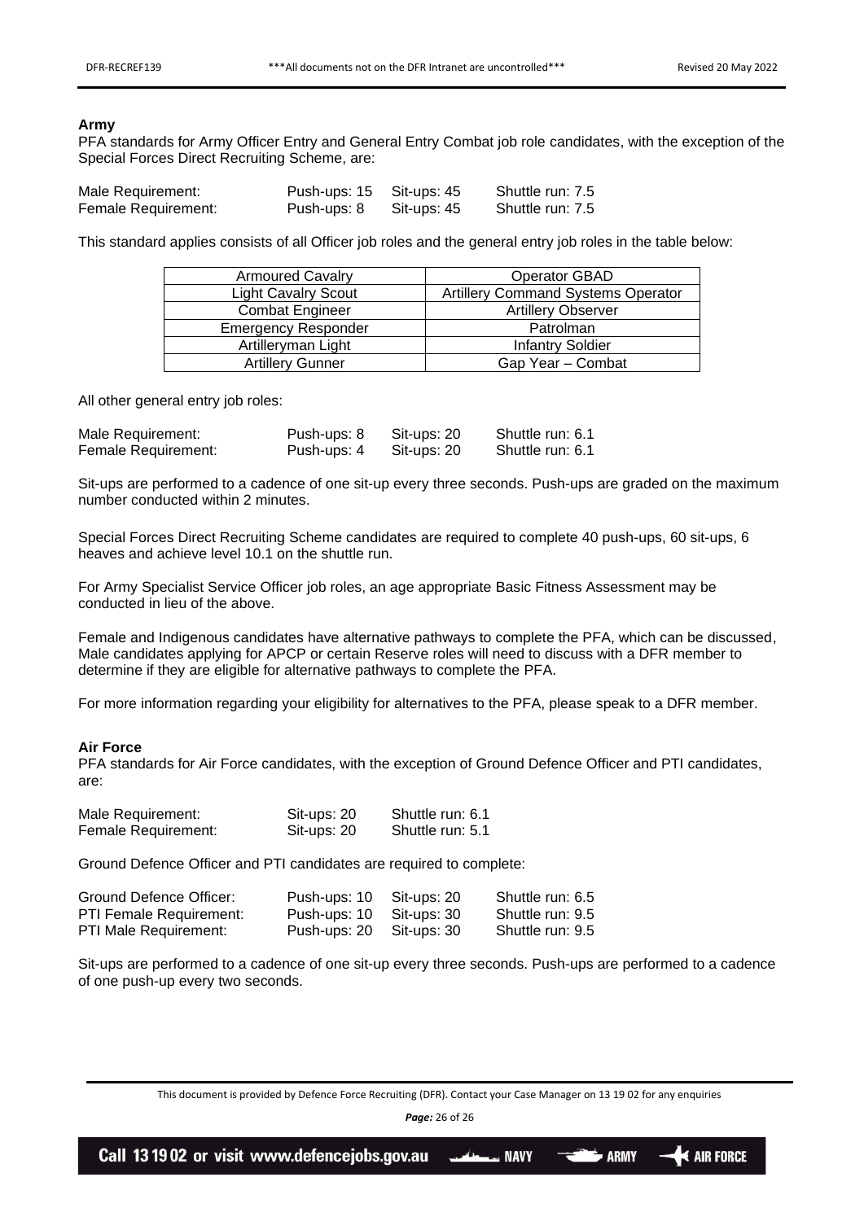**Army**

PFA standards for Army Officer Entry and General Entry Combat job role candidates, with the exception of the Special Forces Direct Recruiting Scheme, are:

| | | | |
|---|---|---|---|
| Male Requirement: | Push-ups: 15 | Sit-ups: 45 | Shuttle run: 7.5 |
| Female Requirement: | Push-ups: 8 | Sit-ups: 45 | Shuttle run: 7.5 |

This standard applies consists of all Officer job roles and the general entry job roles in the table below:

| | |
|---|---|
| Armoured Cavalry | Operator GBAD |
| Light Cavalry Scout | Artillery Command Systems Operator |
| Combat Engineer | Artillery Observer |
| Emergency Responder | Patrolman |
| Artilleryman Light | Infantry Soldier |
| Artillery Gunner | Gap Year – Combat |

All other general entry job roles:

| | | | |
|---|---|---|---|
| Male Requirement: | Push-ups: 8 | Sit-ups: 20 | Shuttle run: 6.1 |
| Female Requirement: | Push-ups: 4 | Sit-ups: 20 | Shuttle run: 6.1 |

Sit-ups are performed to a cadence of one sit-up every three seconds. Push-ups are graded on the maximum number conducted within 2 minutes.

Special Forces Direct Recruiting Scheme candidates are required to complete 40 push-ups, 60 sit-ups, 6 heaves and achieve level 10.1 on the shuttle run.

For Army Specialist Service Officer job roles, an age appropriate Basic Fitness Assessment may be conducted in lieu of the above.

Female and Indigenous candidates have alternative pathways to complete the PFA, which can be discussed, Male candidates applying for APCP or certain Reserve roles will need to discuss with a DFR member to determine if they are eligible for alternative pathways to complete the PFA.

For more information regarding your eligibility for alternatives to the PFA, please speak to a DFR member.

**Air Force**

PFA standards for Air Force candidates, with the exception of Ground Defence Officer and PTI candidates, are:

| | | |
|---|---|---|
| Male Requirement: | Sit-ups: 20 | Shuttle run: 6.1 |
| Female Requirement: | Sit-ups: 20 | Shuttle run: 5.1 |

Ground Defence Officer and PTI candidates are required to complete:

| | | | |
|---|---|---|---|
| Ground Defence Officer: | Push-ups: 10 | Sit-ups: 20 | Shuttle run: 6.5 |
| PTI Female Requirement: | Push-ups: 10 | Sit-ups: 30 | Shuttle run: 9.5 |
| PTI Male Requirement: | Push-ups: 20 | Sit-ups: 30 | Shuttle run: 9.5 |

Sit-ups are performed to a cadence of one sit-up every three seconds. Push-ups are performed to a cadence of one push-up every two seconds.